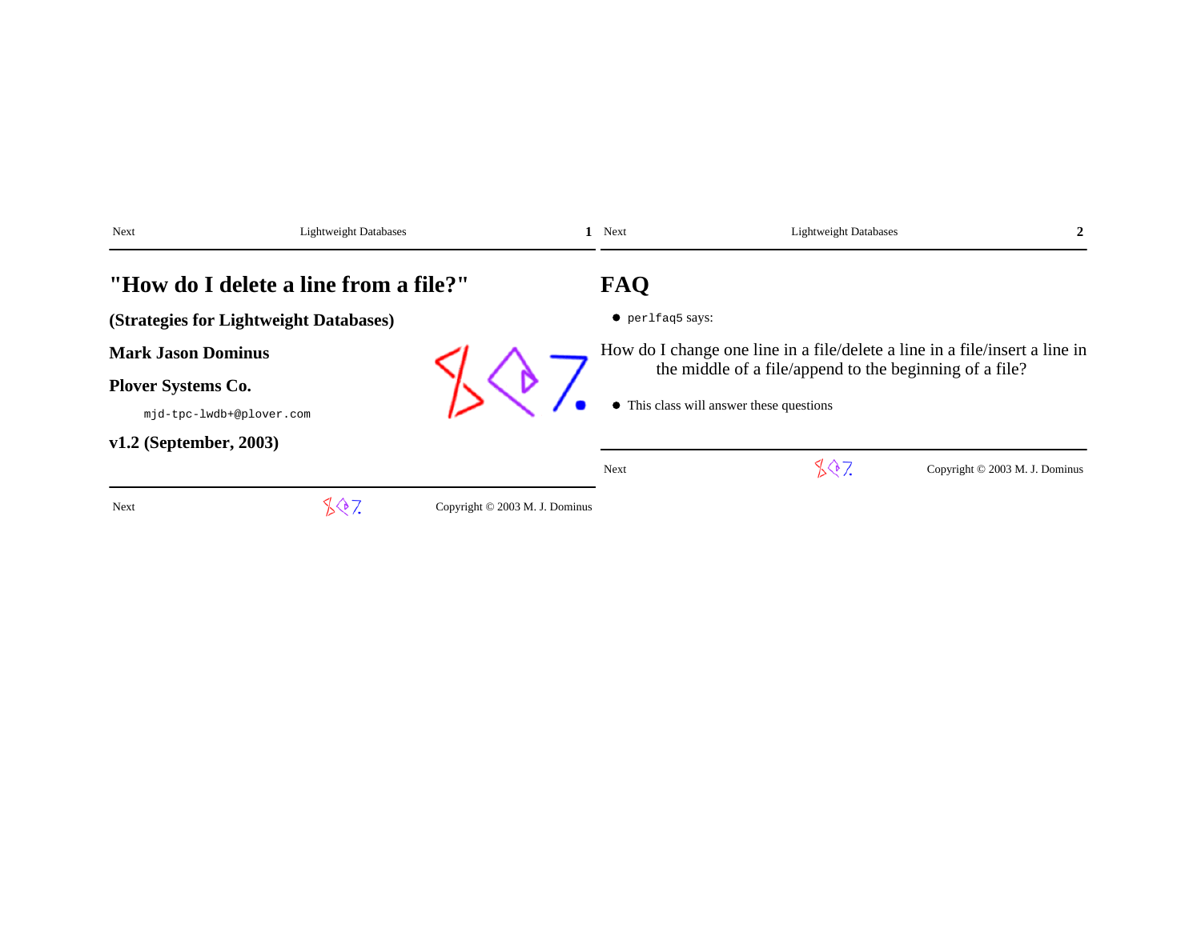# "How do I delete a line from a file?"

## (Strategies for Lightweight Databases)

### Mark Jason Dominus

### Plover Systems Co.

`mjd-tpc-lwdb+@plover.com`

### v1.2 (September, 2003)

# FAQ

- `perlfaq5` says:

How do I change one line in a file/delete a line in a file/insert a line in the middle of a file/append to the beginning of a file?

- This class will answer these questions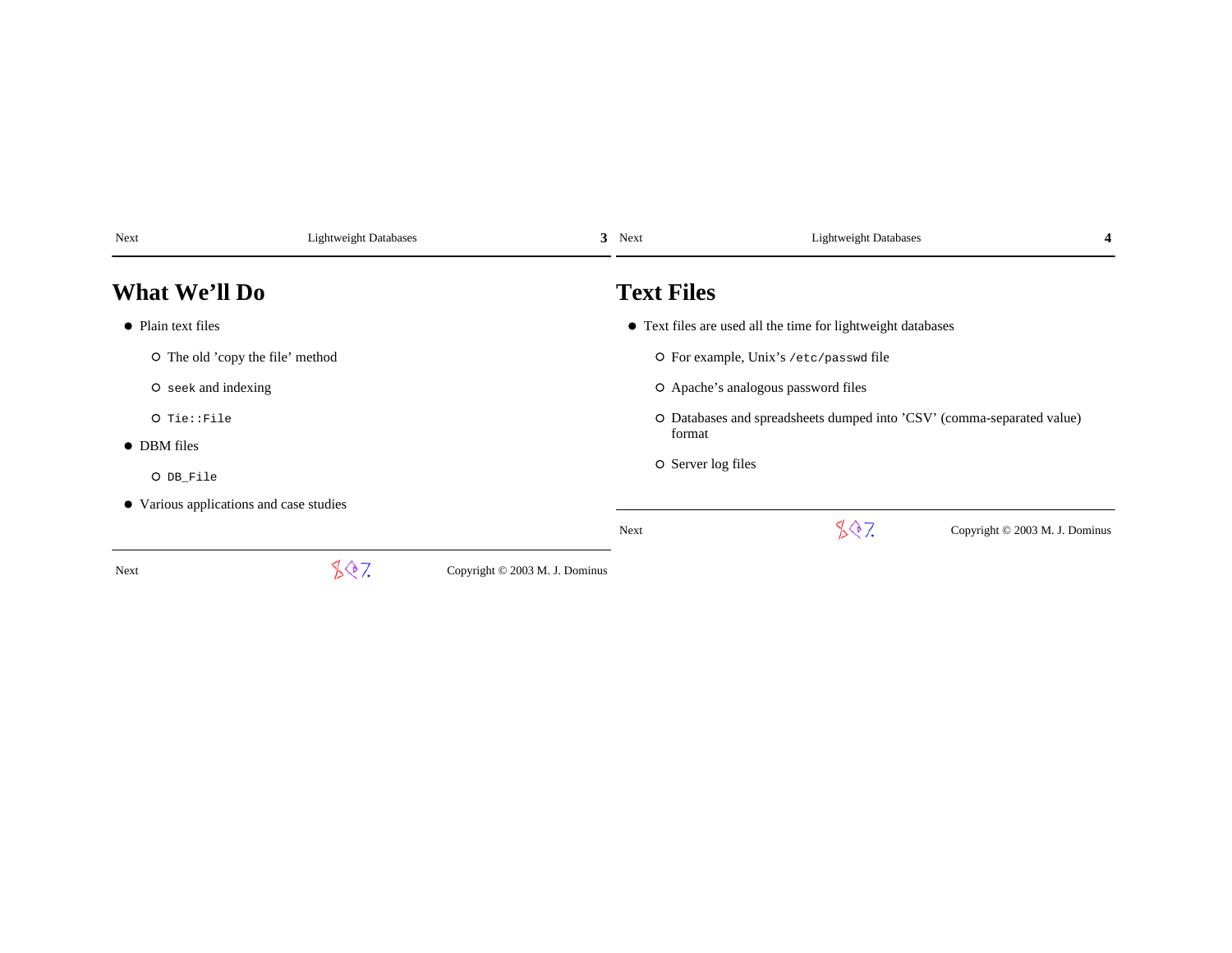## What We'll Do

- Plain text files
  - The old 'copy the file' method
  - `seek` and indexing
  - `Tie::File`
- DBM files
  - `DB_File`
- Various applications and case studies

## Text Files

- Text files are used all the time for lightweight databases
  - For example, Unix's `/etc/passwd` file
  - Apache's analogous password files
  - Databases and spreadsheets dumped into 'CSV' (comma-separated value) format
  - Server log files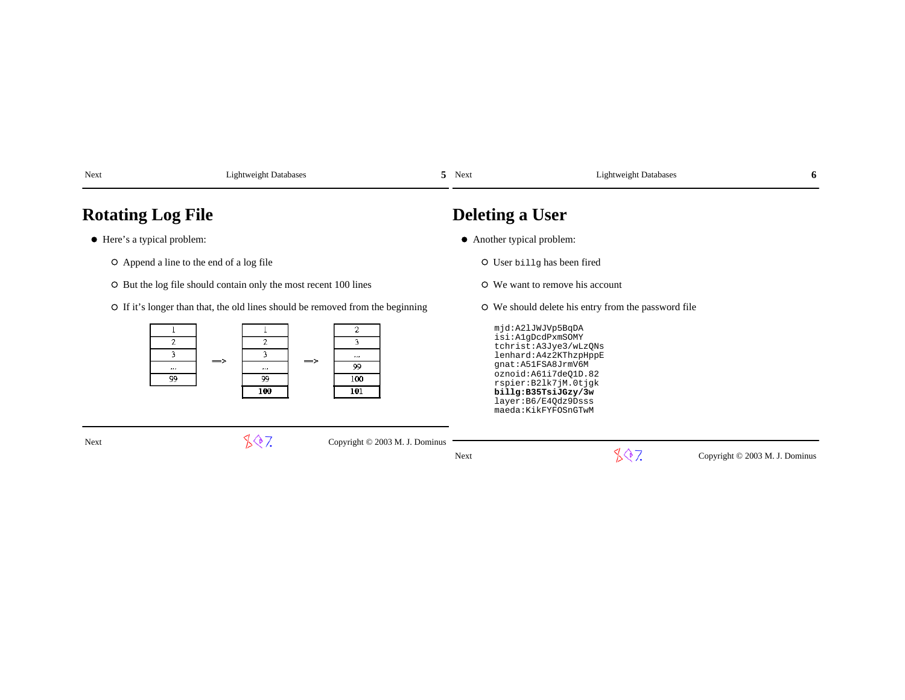# Rotating Log File

- Here's a typical problem:
  - Append a line to the end of a log file
  - But the log file should contain only the most recent 100 lines
  - If it's longer than that, the old lines should be removed from the beginning

| 1 | | 1 | | 2 |
|---|---|---|---|---|
| 2 | | 2 | | 3 |
| 3 | ==> | 3 | ==> | ... |
| ... | | ... | | 99 |
| 99 | | 99 | | 100 |
| | | **100** | | **101** |

# Deleting a User

- Another typical problem:
  - User `billg` has been fired
  - We want to remove his account
  - We should delete his entry from the password file

```
mjd:A2lJWJVp5BqDA
isi:A1gDcdPxmSOMY
tchrist:A3Jye3/wLzQNs
lenhard:A4z2KThzpHppE
gnat:A51FSA8JrmV6M
oznoid:A61i7deQ1D.82
rspier:B2lk7jM.0tjgk
billg:B35TsiJGzy/3w
layer:B6/E4Qdz9Dsss
maeda:KikFYFOSnGTwM
```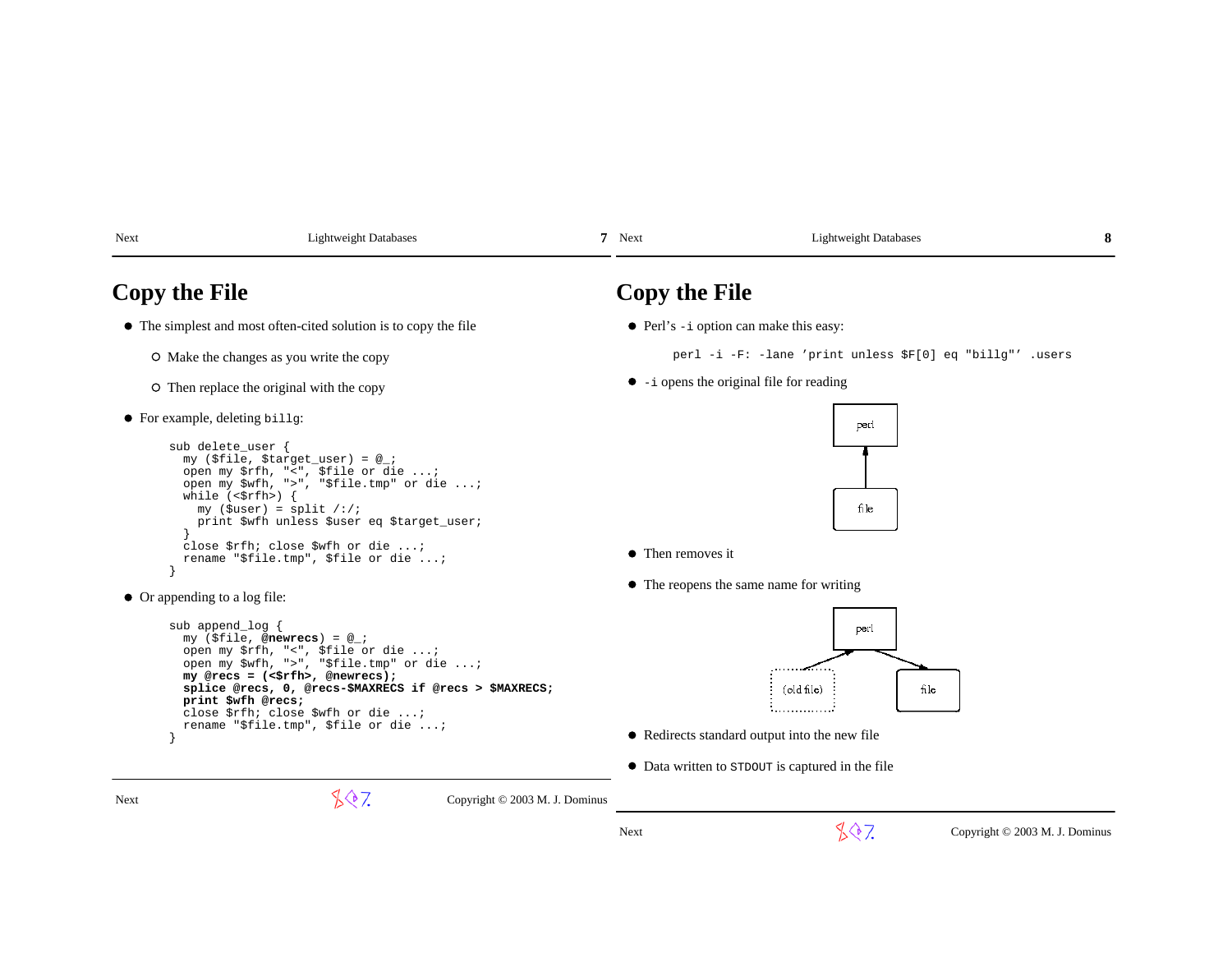# Copy the File

- The simplest and most often-cited solution is to copy the file
  - Make the changes as you write the copy
  - Then replace the original with the copy
- For example, deleting `billg`:

```
sub delete_user {
  my ($file, $target_user) = @_;
  open my $rfh, "<", $file or die ...;
  open my $wfh, ">", "$file.tmp" or die ...;
  while (<$rfh>) {
    my ($user) = split /:/;
    print $wfh unless $user eq $target_user;
  }
  close $rfh; close $wfh or die ...;
  rename "$file.tmp", $file or die ...;
}
```

- Or appending to a log file:

```
sub append_log {
  my ($file, @newrecs) = @_;
  open my $rfh, "<", $file or die ...;
  open my $wfh, ">", "$file.tmp" or die ...;
  my @recs = (<$rfh>, @newrecs);
  splice @recs, 0, @recs-$MAXRECS if @recs > $MAXRECS;
  print $wfh @recs;
  close $rfh; close $wfh or die ...;
  rename "$file.tmp", $file or die ...;
}
```

# Copy the File

- Perl's `-i` option can make this easy:

```
perl -i -F: -lane 'print unless $F[0] eq "billg"' .users
```

- `-i` opens the original file for reading

perl

file

- Then removes it
- The reopens the same name for writing

perl

(old file)

file

- Redirects standard output into the new file
- Data written to `STDOUT` is captured in the file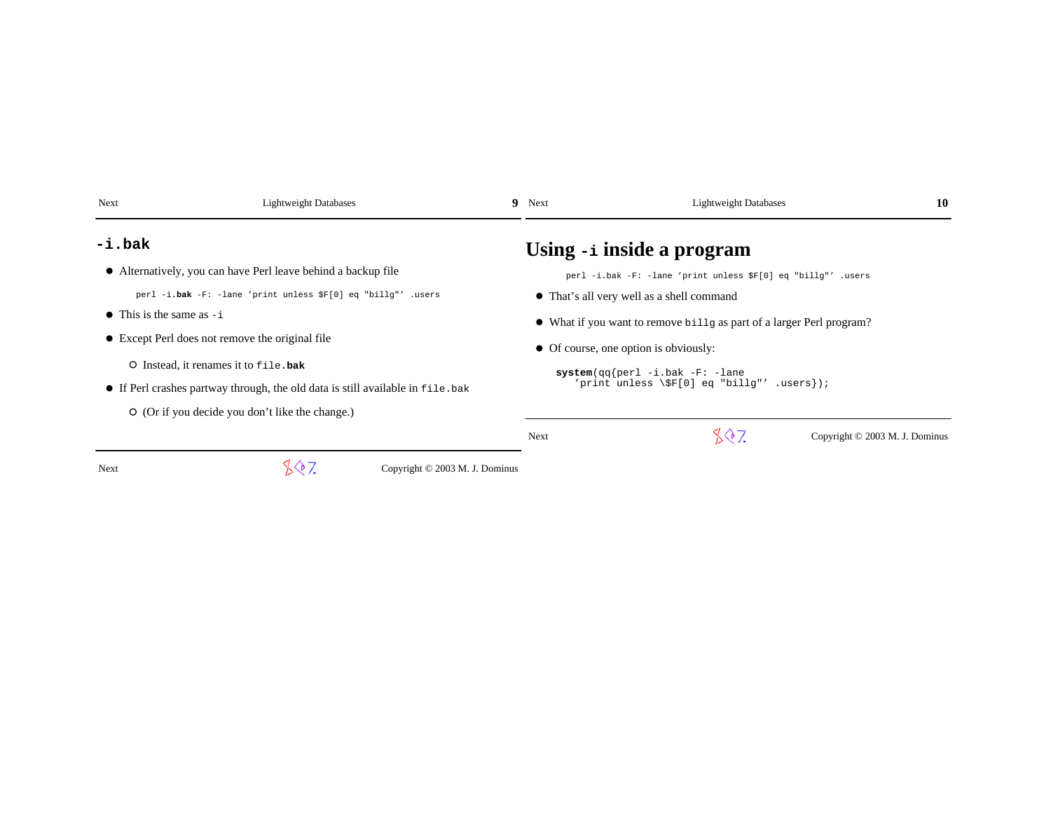## `-i.bak`

- Alternatively, you can have Perl leave behind a backup file

```
perl -i.bak -F: -lane 'print unless $F[0] eq "billg"' .users
```

- This is the same as `-i`
- Except Perl does not remove the original file
  - Instead, it renames it to `file.bak`
- If Perl crashes partway through, the old data is still available in `file.bak`
  - (Or if you decide you don't like the change.)

## Using `-i` inside a program

```
perl -i.bak -F: -lane 'print unless $F[0] eq "billg"' .users
```

- That's all very well as a shell command
- What if you want to remove `billg` as part of a larger Perl program?
- Of course, one option is obviously:

```
system(qq{perl -i.bak -F: -lane
   'print unless \$F[0] eq "billg"' .users});
```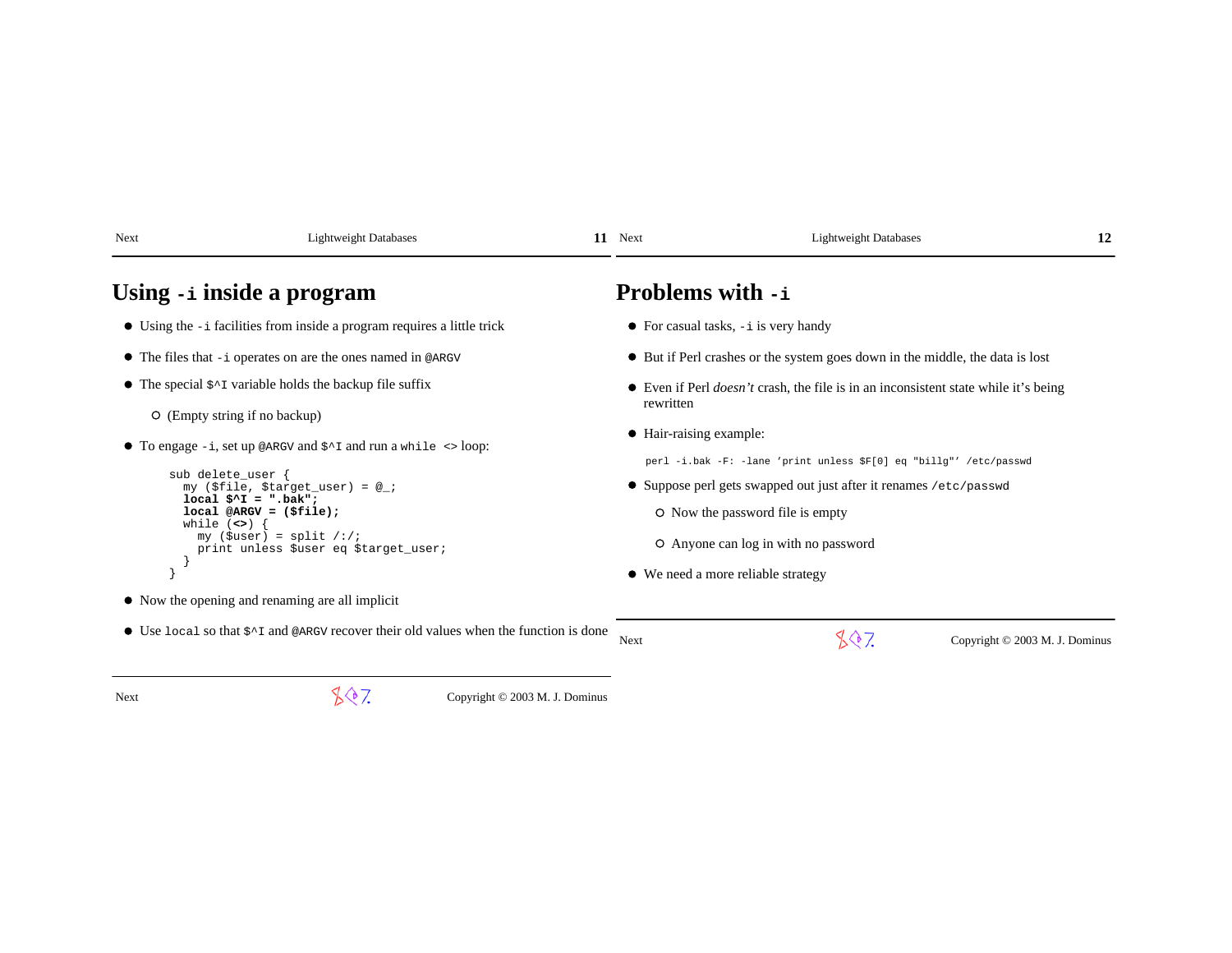## Using `-i` inside a program

- Using the `-i` facilities from inside a program requires a little trick
- The files that `-i` operates on are the ones named in `@ARGV`
- The special `$^I` variable holds the backup file suffix
  - (Empty string if no backup)
- To engage `-i`, set up `@ARGV` and `$^I` and run a `while <>` loop:

```
sub delete_user {
  my ($file, $target_user) = @_;
  local $^I = ".bak";
  local @ARGV = ($file);
  while (<>) {
    my ($user) = split /:/;
    print unless $user eq $target_user;
  }
}
```

- Now the opening and renaming are all implicit
- Use `local` so that `$^I` and `@ARGV` recover their old values when the function is done

## Problems with `-i`

- For casual tasks, `-i` is very handy
- But if Perl crashes or the system goes down in the middle, the data is lost
- Even if Perl *doesn't* crash, the file is in an inconsistent state while it's being rewritten
- Hair-raising example:

```
perl -i.bak -F: -lane 'print unless $F[0] eq "billg"' /etc/passwd
```

- Suppose perl gets swapped out just after it renames `/etc/passwd`
  - Now the password file is empty
  - Anyone can log in with no password
- We need a more reliable strategy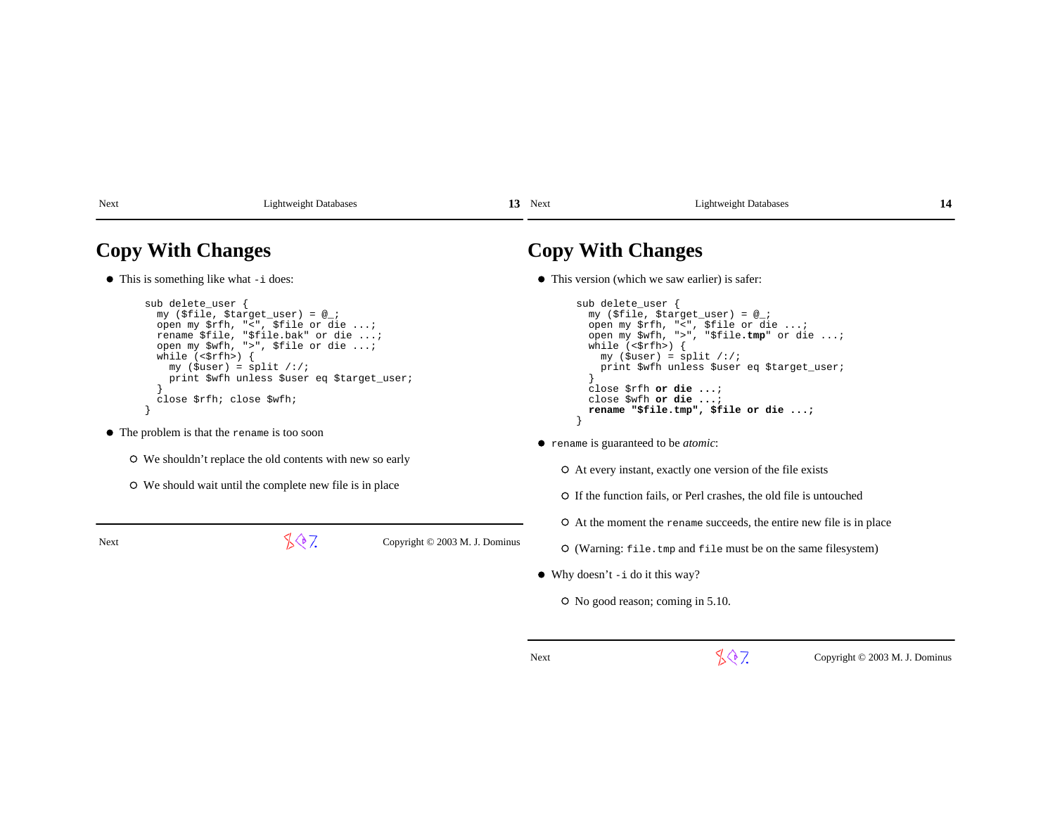# Copy With Changes

- This is something like what `-i` does:

```
sub delete_user {
  my ($file, $target_user) = @_;
  open my $rfh, "<", $file or die ...;
  rename $file, "$file.bak" or die ...;
  open my $wfh, ">", $file or die ...;
  while (<$rfh>) {
    my ($user) = split /:/;
    print $wfh unless $user eq $target_user;
  }
  close $rfh; close $wfh;
}
```

- The problem is that the `rename` is too soon
  - We shouldn't replace the old contents with new so early
  - We should wait until the complete new file is in place

# Copy With Changes

- This version (which we saw earlier) is safer:

```
sub delete_user {
  my ($file, $target_user) = @_;
  open my $rfh, "<", $file or die ...;
  open my $wfh, ">", "$file.tmp" or die ...;
  while (<$rfh>) {
    my ($user) = split /:/;
    print $wfh unless $user eq $target_user;
  }
  close $rfh or die ...;
  close $wfh or die ...;
  rename "$file.tmp", $file or die ...;
}
```

- `rename` is guaranteed to be *atomic*:
  - At every instant, exactly one version of the file exists
  - If the function fails, or Perl crashes, the old file is untouched
  - At the moment the `rename` succeeds, the entire new file is in place
  - (Warning: `file.tmp` and `file` must be on the same filesystem)
- Why doesn't `-i` do it this way?
  - No good reason; coming in 5.10.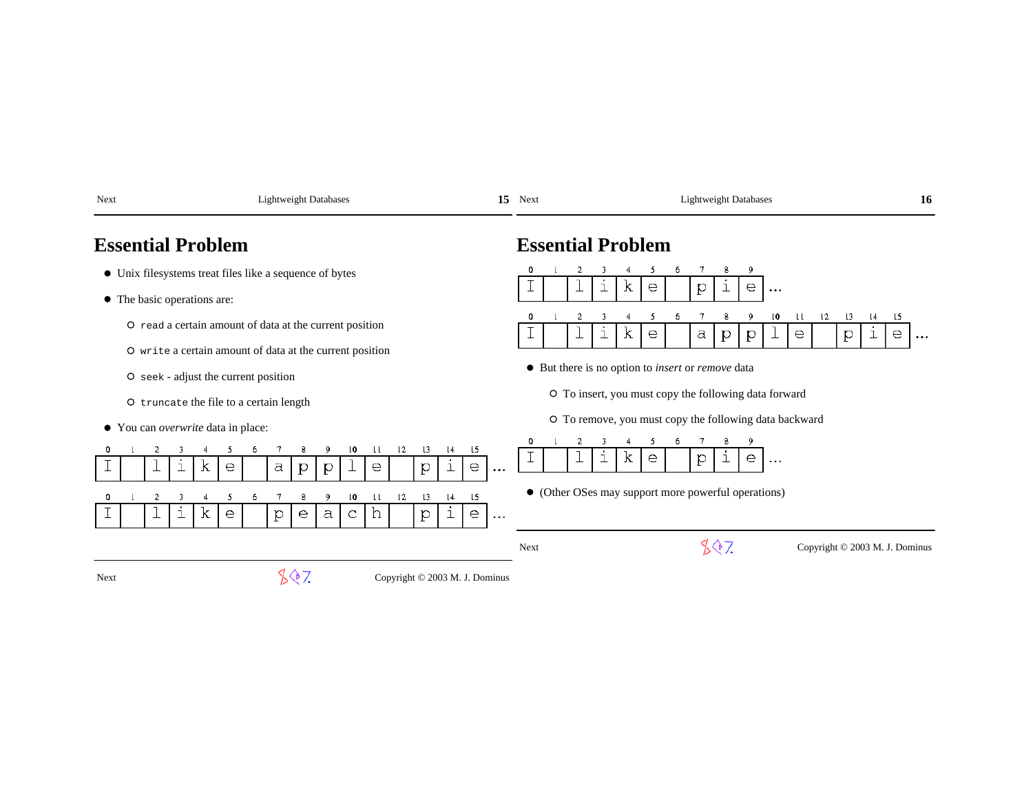## Essential Problem

- Unix filesystems treat files like a sequence of bytes
- The basic operations are:
  - `read` a certain amount of data at the current position
  - `write` a certain amount of data at the current position
  - `seek` - adjust the current position
  - `truncate` the file to a certain length
- You can *overwrite* data in place:

| 0 | 1 | 2 | 3 | 4 | 5 | 6 | 7 | 8 | 9 | 10 | 11 | 12 | 13 | 14 | 15 | |
|---|---|---|---|---|---|---|---|---|---|---|---|---|---|---|---|---|
| I | | l | i | k | e | | a | p | p | l | e | | p | i | e | ... |

| 0 | 1 | 2 | 3 | 4 | 5 | 6 | 7 | 8 | 9 | 10 | 11 | 12 | 13 | 14 | 15 | |
|---|---|---|---|---|---|---|---|---|---|---|---|---|---|---|---|---|
| I | | l | i | k | e | | p | e | a | c | h | | p | i | e | ... |

## Essential Problem

| 0 | 1 | 2 | 3 | 4 | 5 | 6 | 7 | 8 | 9 | |
|---|---|---|---|---|---|---|---|---|---|---|
| I | | l | i | k | e | | p | i | e | ... |

| 0 | 1 | 2 | 3 | 4 | 5 | 6 | 7 | 8 | 9 | 10 | 11 | 12 | 13 | 14 | 15 | |
|---|---|---|---|---|---|---|---|---|---|---|---|---|---|---|---|---|
| I | | l | i | k | e | | a | p | p | l | e | | p | i | e | ... |

- But there is no option to *insert* or *remove* data
  - To insert, you must copy the following data forward
  - To remove, you must copy the following data backward

| 0 | 1 | 2 | 3 | 4 | 5 | 6 | 7 | 8 | 9 | |
|---|---|---|---|---|---|---|---|---|---|---|
| I | | l | i | k | e | | p | i | e | ... |

- (Other OSes may support more powerful operations)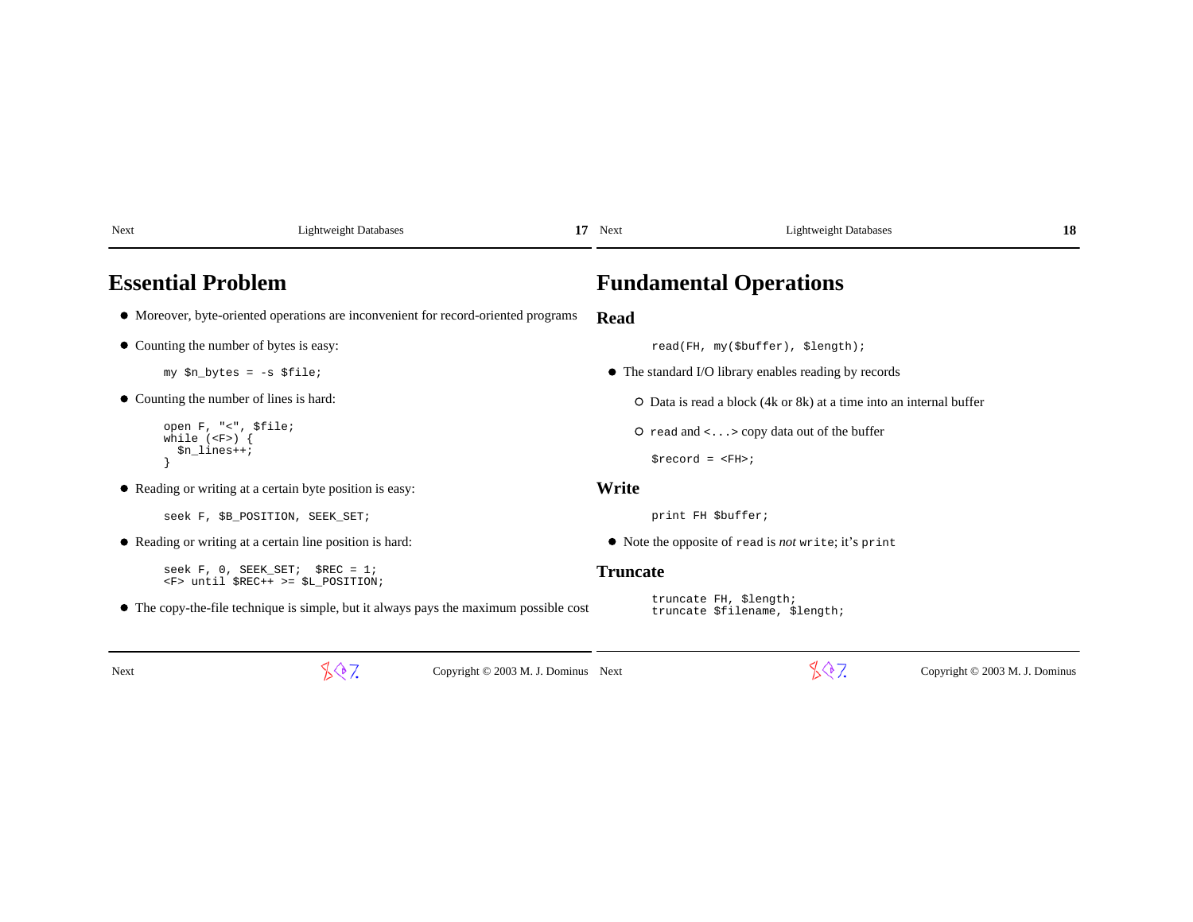# Essential Problem

- Moreover, byte-oriented operations are inconvenient for record-oriented programs
- Counting the number of bytes is easy:

```
my $n_bytes = -s $file;
```

- Counting the number of lines is hard:

```
open F, "<", $file;
while (<F>) {
  $n_lines++;
}
```

- Reading or writing at a certain byte position is easy:

```
seek F, $B_POSITION, SEEK_SET;
```

- Reading or writing at a certain line position is hard:

```
seek F, 0, SEEK_SET;  $REC = 1;
<F> until $REC++ >= $L_POSITION;
```

- The copy-the-file technique is simple, but it always pays the maximum possible cost

# Fundamental Operations

## Read

```
read(FH, my($buffer), $length);
```

- The standard I/O library enables reading by records
  - Data is read a block (4k or 8k) at a time into an internal buffer
  - `read` and `<...>` copy data out of the buffer

```
$record = <FH>;
```

## Write

```
print FH $buffer;
```

- Note the opposite of `read` is *not* `write`; it's `print`

## Truncate

```
truncate FH, $length;
truncate $filename, $length;
```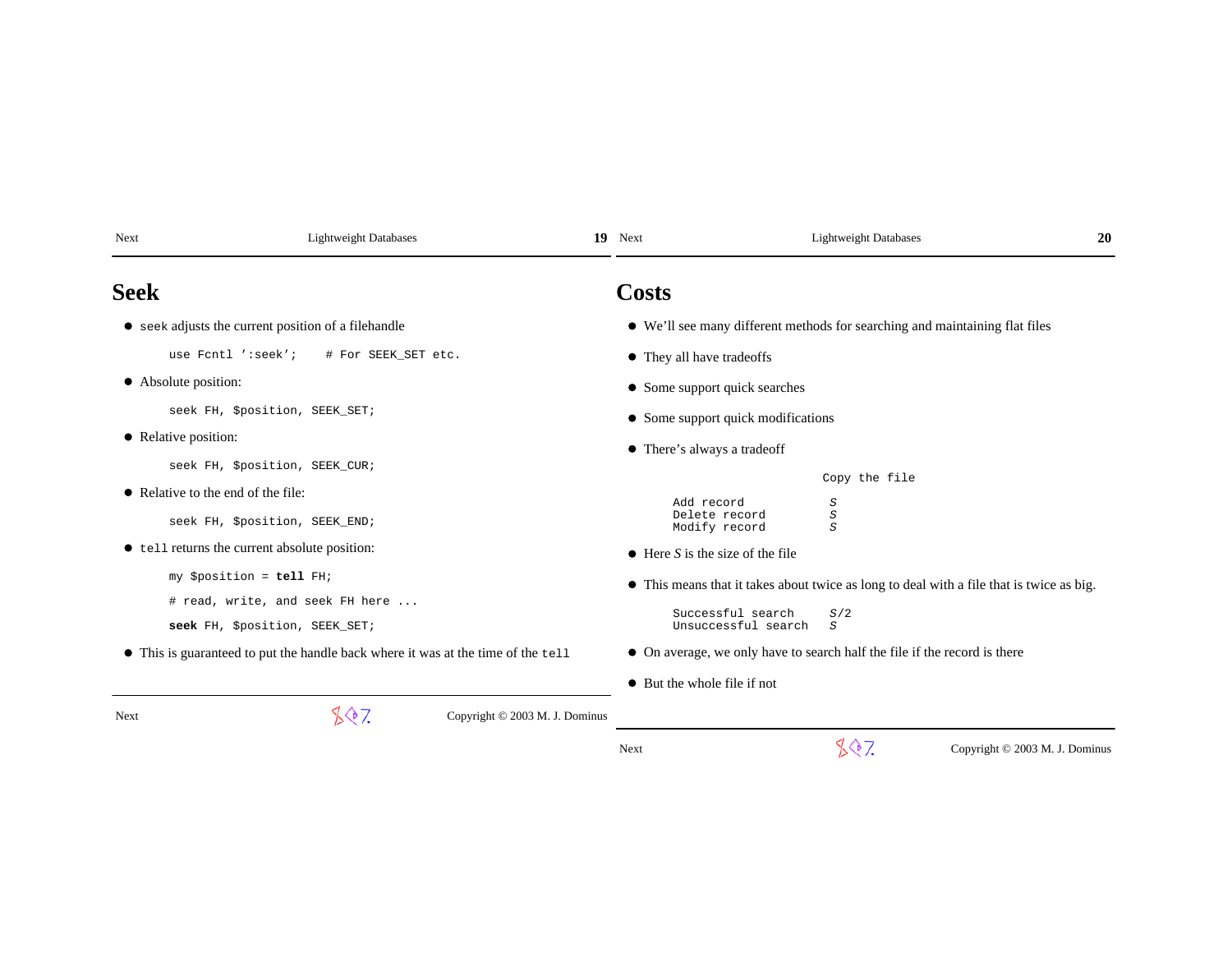# Seek

- `seek` adjusts the current position of a filehandle

```
use Fcntl ':seek';    # For SEEK_SET etc.
```

- Absolute position:

```
seek FH, $position, SEEK_SET;
```

- Relative position:

```
seek FH, $position, SEEK_CUR;
```

- Relative to the end of the file:

```
seek FH, $position, SEEK_END;
```

- `tell` returns the current absolute position:

```
my $position = tell FH;

# read, write, and seek FH here ...

seek FH, $position, SEEK_SET;
```

- This is guaranteed to put the handle back where it was at the time of the `tell`

# Costs

- We'll see many different methods for searching and maintaining flat files
- They all have tradeoffs
- Some support quick searches
- Some support quick modifications
- There's always a tradeoff

| | Copy the file |
|---|---|
| Add record | *S* |
| Delete record | *S* |
| Modify record | *S* |

- Here *S* is the size of the file
- This means that it takes about twice as long to deal with a file that is twice as big.

| | |
|---|---|
| Successful search | *S*/2 |
| Unsuccessful search | *S* |

- On average, we only have to search half the file if the record is there
- But the whole file if not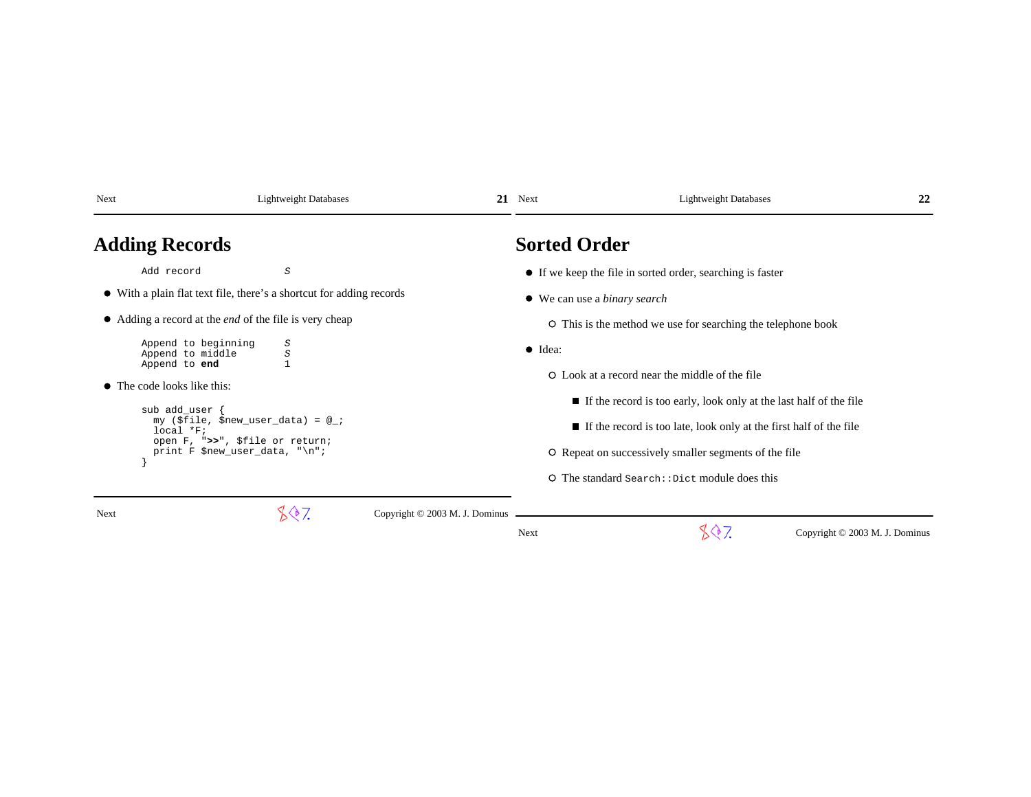## Adding Records

```
Add record            S
```

- With a plain flat text file, there's a shortcut for adding records
- Adding a record at the *end* of the file is very cheap

```
Append to beginning     S
Append to middle        S
Append to end           1
```

- The code looks like this:

```
sub add_user {
  my ($file, $new_user_data) = @_;
  local *F;
  open F, ">>", $file or return;
  print F $new_user_data, "\n";
}
```

## Sorted Order

- If we keep the file in sorted order, searching is faster
- We can use a *binary search*
  - This is the method we use for searching the telephone book
- Idea:
  - Look at a record near the middle of the file
    - If the record is too early, look only at the last half of the file
    - If the record is too late, look only at the first half of the file
  - Repeat on successively smaller segments of the file
  - The standard `Search::Dict` module does this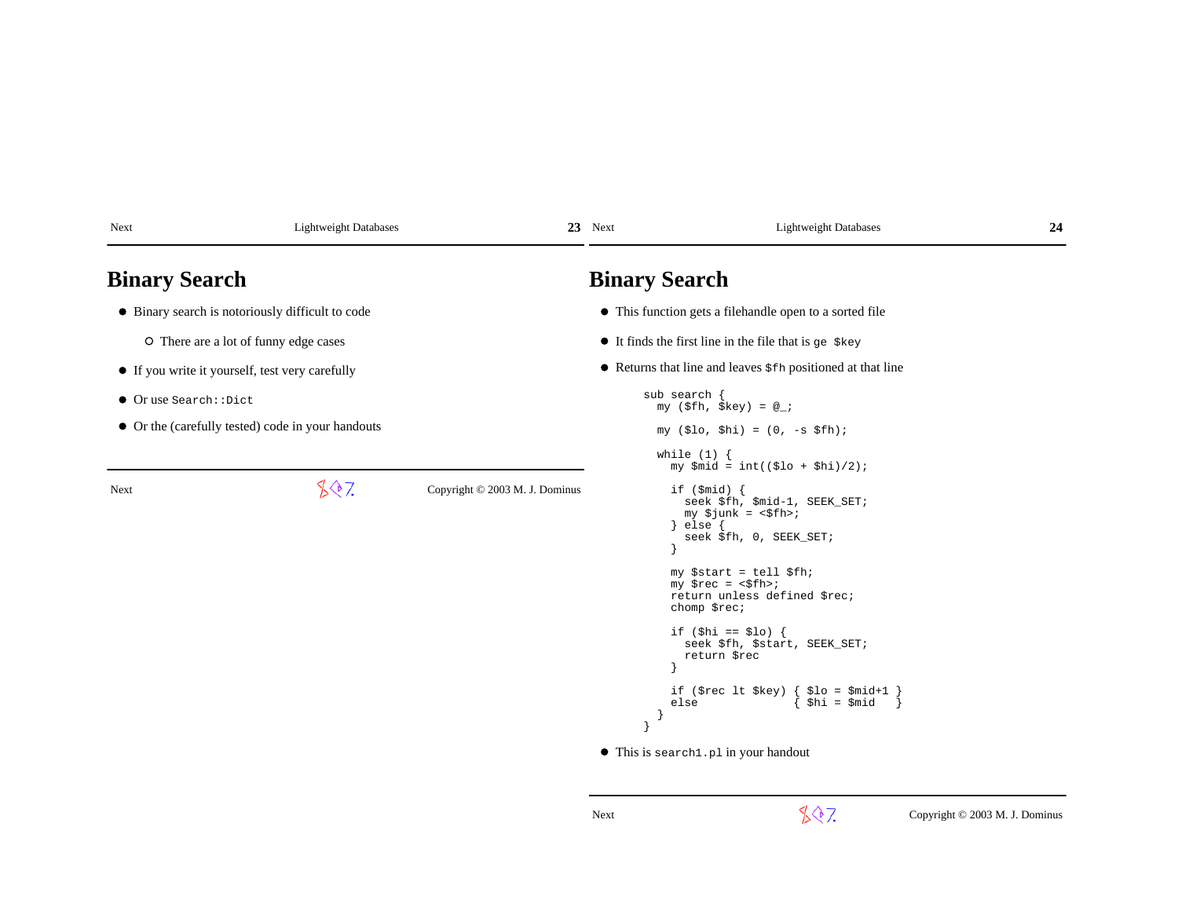# Binary Search

- Binary search is notoriously difficult to code
  - There are a lot of funny edge cases
- If you write it yourself, test very carefully
- Or use `Search::Dict`
- Or the (carefully tested) code in your handouts

# Binary Search

- This function gets a filehandle open to a sorted file
- It finds the first line in the file that is `ge $key`
- Returns that line and leaves `$fh` positioned at that line

```
sub search {
  my ($fh, $key) = @_;

  my ($lo, $hi) = (0, -s $fh);

  while (1) {
    my $mid = int(($lo + $hi)/2);

    if ($mid) {
      seek $fh, $mid-1, SEEK_SET;
      my $junk = <$fh>;
    } else {
      seek $fh, 0, SEEK_SET;
    }

    my $start = tell $fh;
    my $rec = <$fh>;
    return unless defined $rec;
    chomp $rec;

    if ($hi == $lo) {
      seek $fh, $start, SEEK_SET;
      return $rec
    }

    if ($rec lt $key) { $lo = $mid+1 }
    else              { $hi = $mid   }
  }
}
```

- This is `search1.pl` in your handout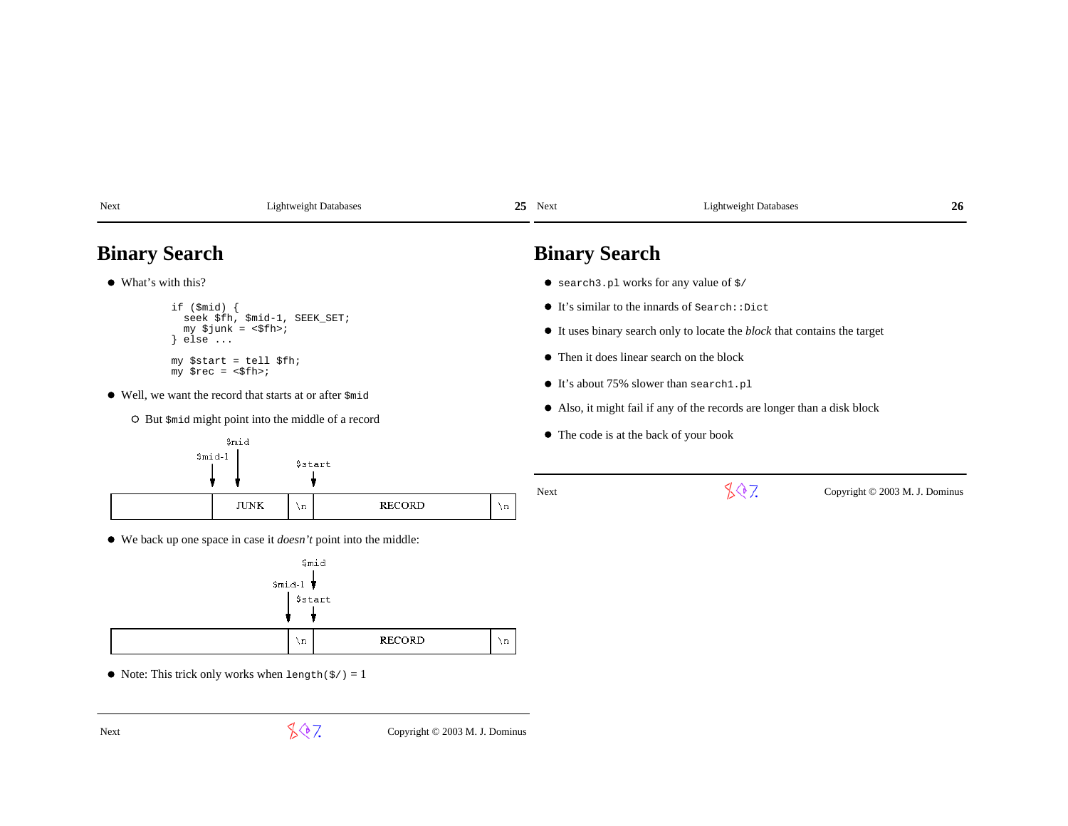# Binary Search

- What's with this?

```
if ($mid) {
  seek $fh, $mid-1, SEEK_SET;
  my $junk = <$fh>;
} else ...

my $start = tell $fh;
my $rec = <$fh>;
```

- Well, we want the record that starts at or after `$mid`
  - But `$mid` might point into the middle of a record

```
              $mid
        $mid-1 |          $start
          |    |             |
          v    v             v
+--------+----------+----+------------------+----+
|        |   JUNK   | \n |      RECORD      | \n |
+--------+----------+----+------------------+----+
```

- We back up one space in case it *doesn't* point into the middle:

```
                      $mid
                $mid-1  |
                  |   $start
                  |     |
                  v     v
+----------------+----+------------------+----+
|                | \n |      RECORD      | \n |
+----------------+----+------------------+----+
```

- Note: This trick only works when `length($/)` = 1

# Binary Search

- `search3.pl` works for any value of `$/`
- It's similar to the innards of `Search::Dict`
- It uses binary search only to locate the *block* that contains the target
- Then it does linear search on the block
- It's about 75% slower than `search1.pl`
- Also, it might fail if any of the records are longer than a disk block
- The code is at the back of your book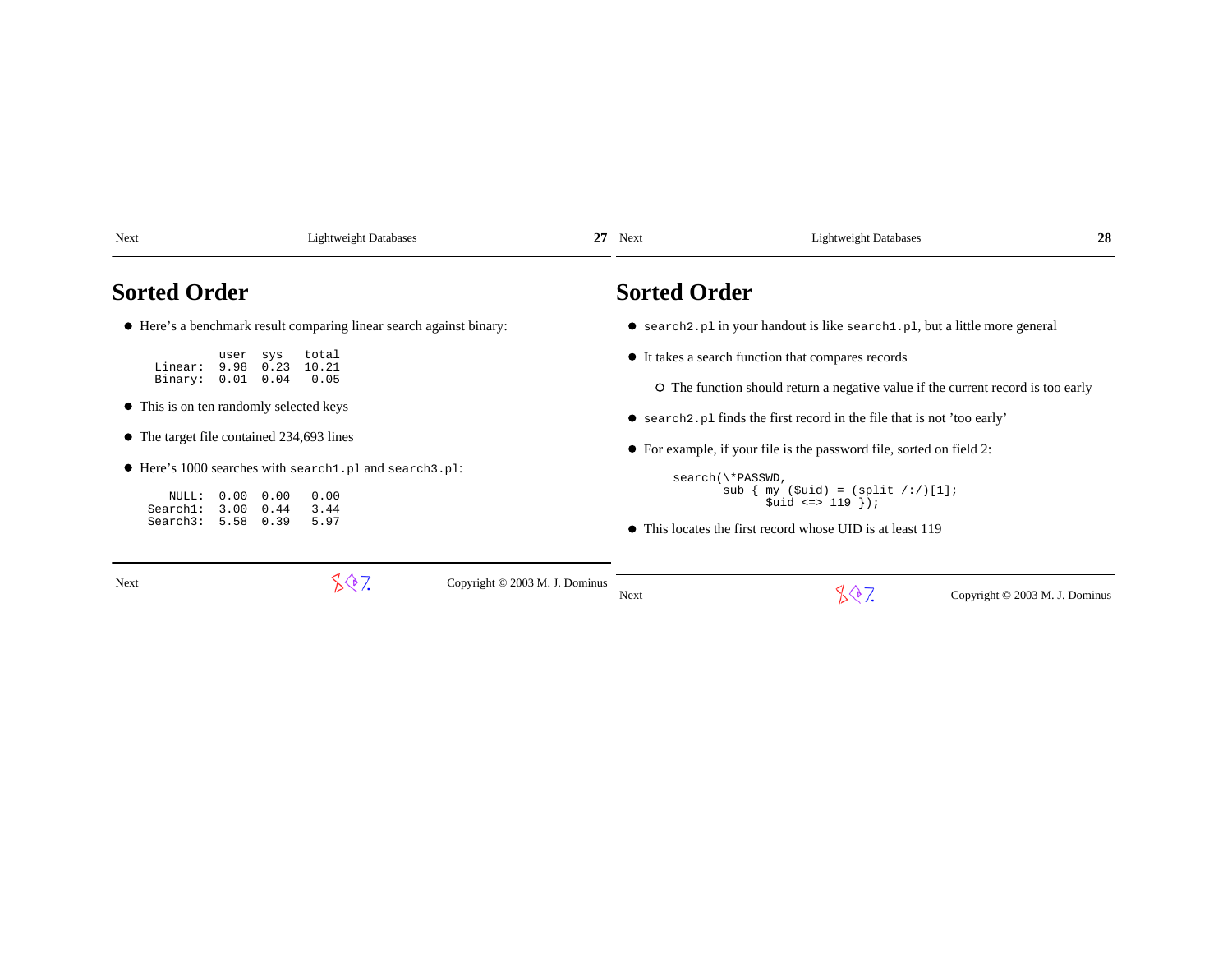## Sorted Order

- Here's a benchmark result comparing linear search against binary:

```
          user  sys   total
 Linear:  9.98  0.23  10.21
 Binary:  0.01  0.04   0.05
```

- This is on ten randomly selected keys
- The target file contained 234,693 lines
- Here's 1000 searches with `search1.pl` and `search3.pl`:

```
   NULL:  0.00  0.00   0.00
Search1:  3.00  0.44   3.44
Search3:  5.58  0.39   5.97
```

## Sorted Order

- `search2.pl` in your handout is like `search1.pl`, but a little more general
- It takes a search function that compares records
  - The function should return a negative value if the current record is too early
- `search2.pl` finds the first record in the file that is not 'too early'
- For example, if your file is the password file, sorted on field 2:

```
search(\*PASSWD,
       sub { my ($uid) = (split /:/)[1];
             $uid <=> 119 });
```

- This locates the first record whose UID is at least 119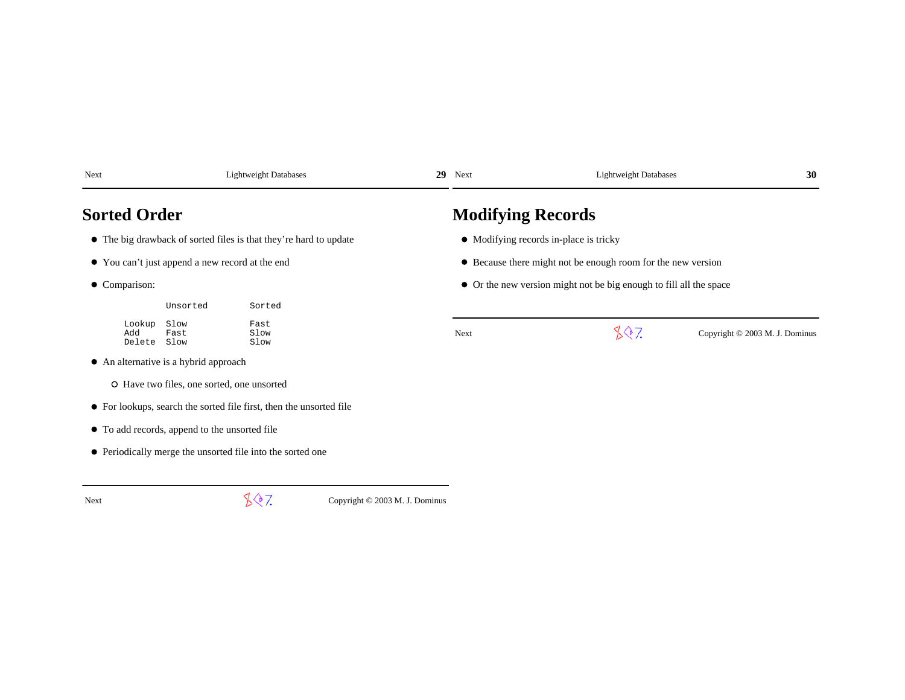# Sorted Order

- The big drawback of sorted files is that they're hard to update
- You can't just append a new record at the end
- Comparison:

```
          Unsorted        Sorted

Lookup    Slow            Fast
Add       Fast            Slow
Delete    Slow            Slow
```

- An alternative is a hybrid approach
  - Have two files, one sorted, one unsorted
- For lookups, search the sorted file first, then the unsorted file
- To add records, append to the unsorted file
- Periodically merge the unsorted file into the sorted one

# Modifying Records

- Modifying records in-place is tricky
- Because there might not be enough room for the new version
- Or the new version might not be big enough to fill all the space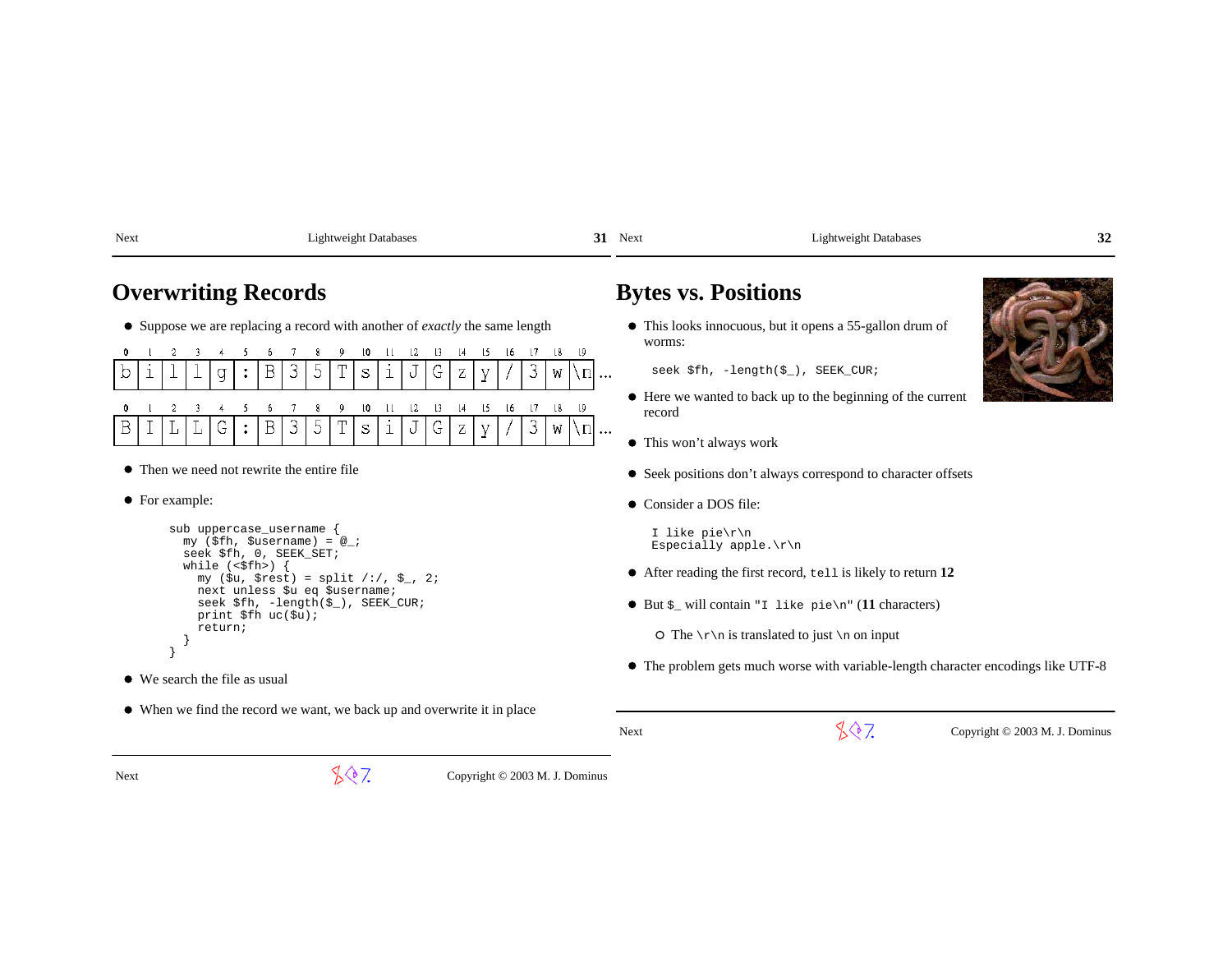# Overwriting Records

- Suppose we are replacing a record with another of *exactly* the same length

| 0 | 1 | 2 | 3 | 4 | 5 | 6 | 7 | 8 | 9 | 10 | 11 | 12 | 13 | 14 | 15 | 16 | 17 | 18 | 19 | |
|---|---|---|---|---|---|---|---|---|---|---|---|---|---|---|---|---|---|---|---|---|
| b | i | l | l | g | : | B | 3 | 5 | T | s | i | J | G | z | y | / | 3 | w | \n | ... |

| 0 | 1 | 2 | 3 | 4 | 5 | 6 | 7 | 8 | 9 | 10 | 11 | 12 | 13 | 14 | 15 | 16 | 17 | 18 | 19 | |
|---|---|---|---|---|---|---|---|---|---|---|---|---|---|---|---|---|---|---|---|---|
| B | I | L | L | G | : | B | 3 | 5 | T | s | i | J | G | z | y | / | 3 | w | \n | ... |

- Then we need not rewrite the entire file
- For example:

```
sub uppercase_username {
  my ($fh, $username) = @_;
  seek $fh, 0, SEEK_SET;
  while (<$fh>) {
    my ($u, $rest) = split /:/, $_, 2;
    next unless $u eq $username;
    seek $fh, -length($_), SEEK_CUR;
    print $fh uc($u);
    return;
  }
}
```

- We search the file as usual
- When we find the record we want, we back up and overwrite it in place

# Bytes vs. Positions

- This looks innocuous, but it opens a 55-gallon drum of worms:

```
seek $fh, -length($_), SEEK_CUR;
```

- Here we wanted to back up to the beginning of the current record
- This won't always work
- Seek positions don't always correspond to character offsets
- Consider a DOS file:

```
I like pie\r\n
Especially apple.\r\n
```

- After reading the first record, `tell` is likely to return **12**
- But `$_` will contain `"I like pie\n"` (**11** characters)
  - The `\r\n` is translated to just `\n` on input
- The problem gets much worse with variable-length character encodings like UTF-8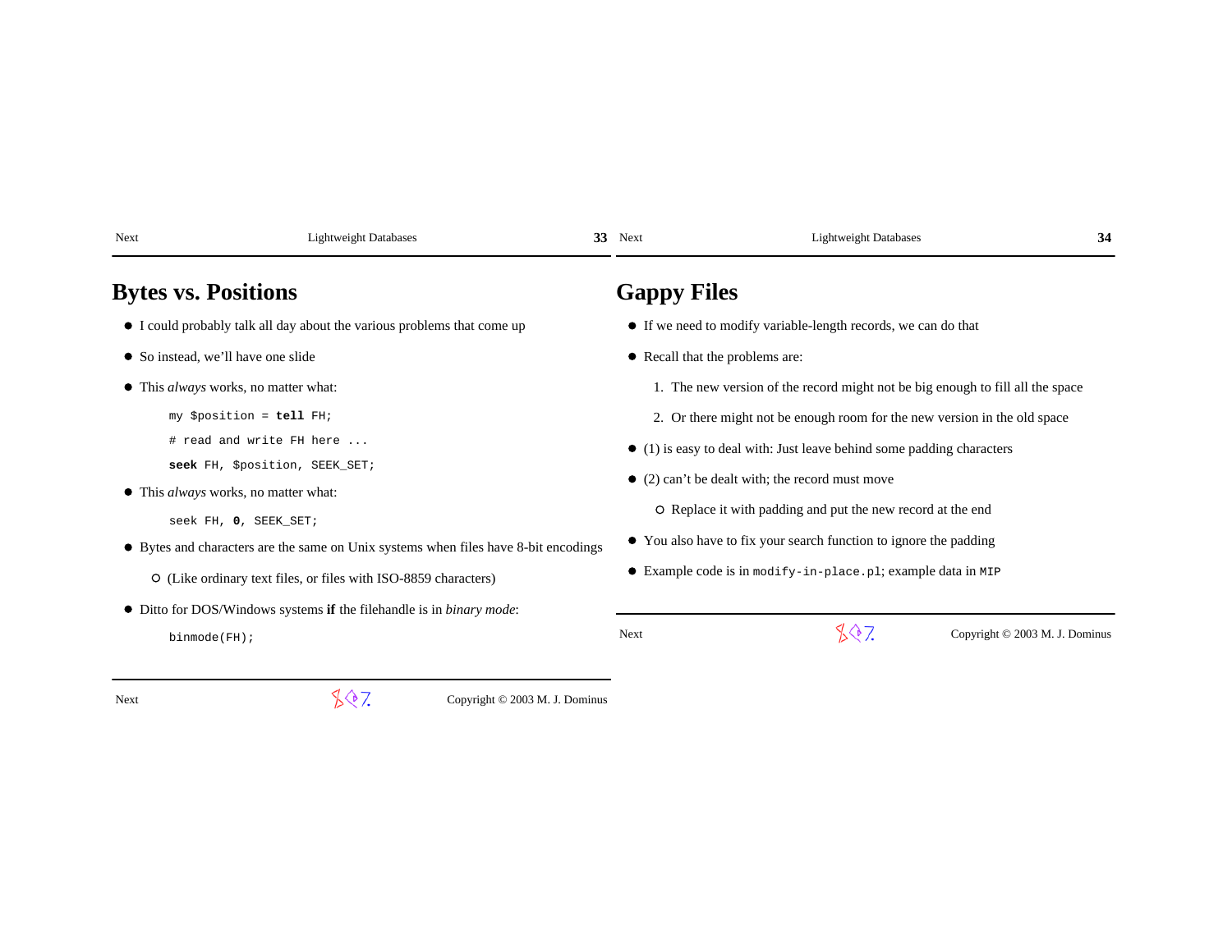# Bytes vs. Positions

- I could probably talk all day about the various problems that come up
- So instead, we'll have one slide
- This *always* works, no matter what:

```
my $position = tell FH;
# read and write FH here ...
seek FH, $position, SEEK_SET;
```

- This *always* works, no matter what:

```
seek FH, 0, SEEK_SET;
```

- Bytes and characters are the same on Unix systems when files have 8-bit encodings
  - (Like ordinary text files, or files with ISO-8859 characters)
- Ditto for DOS/Windows systems **if** the filehandle is in *binary mode*:

```
binmode(FH);
```

# Gappy Files

- If we need to modify variable-length records, we can do that
- Recall that the problems are:
  1. The new version of the record might not be big enough to fill all the space
  2. Or there might not be enough room for the new version in the old space
- (1) is easy to deal with: Just leave behind some padding characters
- (2) can't be dealt with; the record must move
  - Replace it with padding and put the new record at the end
- You also have to fix your search function to ignore the padding
- Example code is in `modify-in-place.pl`; example data in `MIP`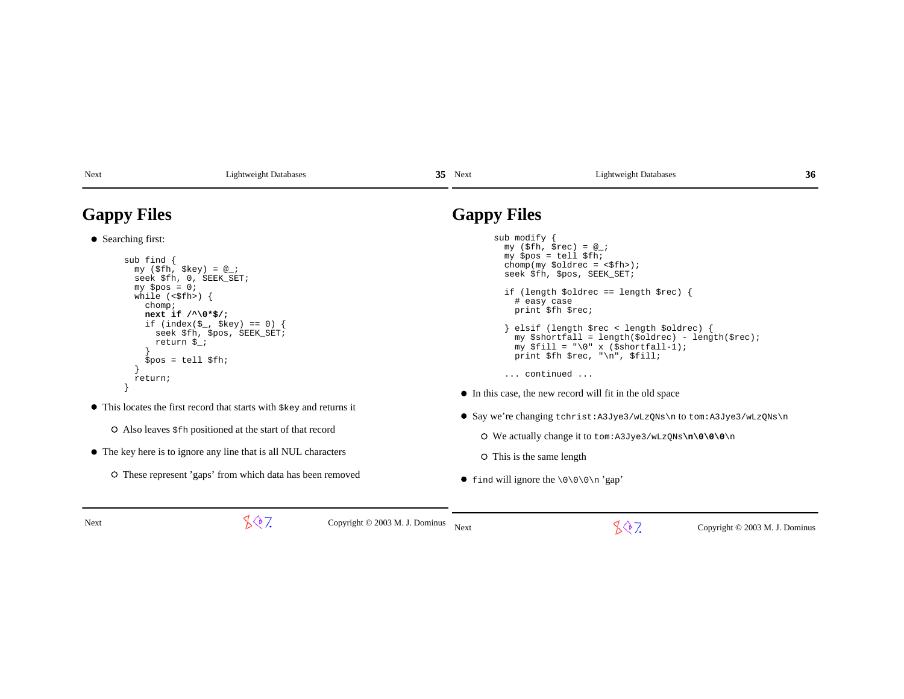# Gappy Files

- Searching first:

```
sub find {
  my ($fh, $key) = @_;
  seek $fh, 0, SEEK_SET;
  my $pos = 0;
  while (<$fh>) {
    chomp;
    next if /^\0*$/;
    if (index($_, $key) == 0) {
      seek $fh, $pos, SEEK_SET;
      return $_;
    }
    $pos = tell $fh;
  }
  return;
}
```

- This locates the first record that starts with `$key` and returns it
  - Also leaves `$fh` positioned at the start of that record
- The key here is to ignore any line that is all NUL characters
  - These represent 'gaps' from which data has been removed

# Gappy Files

```
sub modify {
  my ($fh, $rec) = @_;
  my $pos = tell $fh;
  chomp(my $oldrec = <$fh>);
  seek $fh, $pos, SEEK_SET;

  if (length $oldrec == length $rec) {
    # easy case
    print $fh $rec;

  } elsif (length $rec < length $oldrec) {
    my $shortfall = length($oldrec) - length($rec);
    my $fill = "\0" x ($shortfall-1);
    print $fh $rec, "\n", $fill;

  ... continued ...
```

- In this case, the new record will fit in the old space
- Say we're changing `tchrist:A3Jye3/wLzQNs\n` to `tom:A3Jye3/wLzQNs\n`
  - We actually change it to `tom:A3Jye3/wLzQNs`**`\n\0\0\0`**`\n`
  - This is the same length
- `find` will ignore the `\0\0\0\n` 'gap'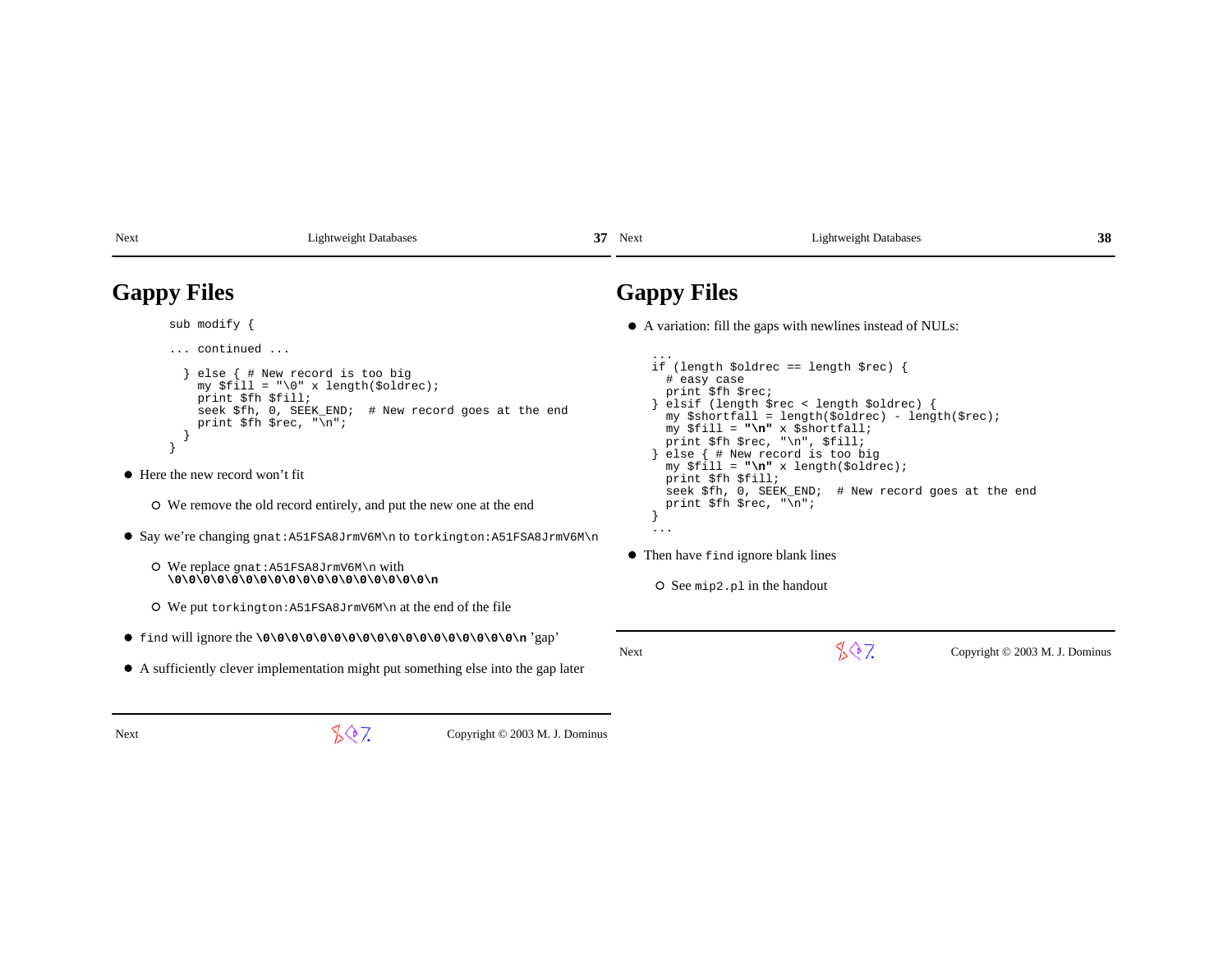# Gappy Files

```
sub modify {

... continued ...

  } else { # New record is too big
    my $fill = "\0" x length($oldrec);
    print $fh $fill;
    seek $fh, 0, SEEK_END;  # New record goes at the end
    print $fh $rec, "\n";
  }
}
```

- Here the new record won't fit
  - We remove the old record entirely, and put the new one at the end
- Say we're changing `gnat:A51FSA8JrmV6M\n` to `torkington:A51FSA8JrmV6M\n`
  - We replace `gnat:A51FSA8JrmV6M\n` with **`\0\0\0\0\0\0\0\0\0\0\0\0\0\0\0\0\0\0\n`**
  - We put `torkington:A51FSA8JrmV6M\n` at the end of the file
- `find` will ignore the **`\0\0\0\0\0\0\0\0\0\0\0\0\0\0\0\0\0\0\n`** 'gap'
- A sufficiently clever implementation might put something else into the gap later

# Gappy Files

- A variation: fill the gaps with newlines instead of NULs:

```
...
if (length $oldrec == length $rec) {
  # easy case
  print $fh $rec;
} elsif (length $rec < length $oldrec) {
  my $shortfall = length($oldrec) - length($rec);
  my $fill = "\n" x $shortfall;
  print $fh $rec, "\n", $fill;
} else { # New record is too big
  my $fill = "\n" x length($oldrec);
  print $fh $fill;
  seek $fh, 0, SEEK_END;  # New record goes at the end
  print $fh $rec, "\n";
}
...
```

- Then have `find` ignore blank lines
  - See `mip2.pl` in the handout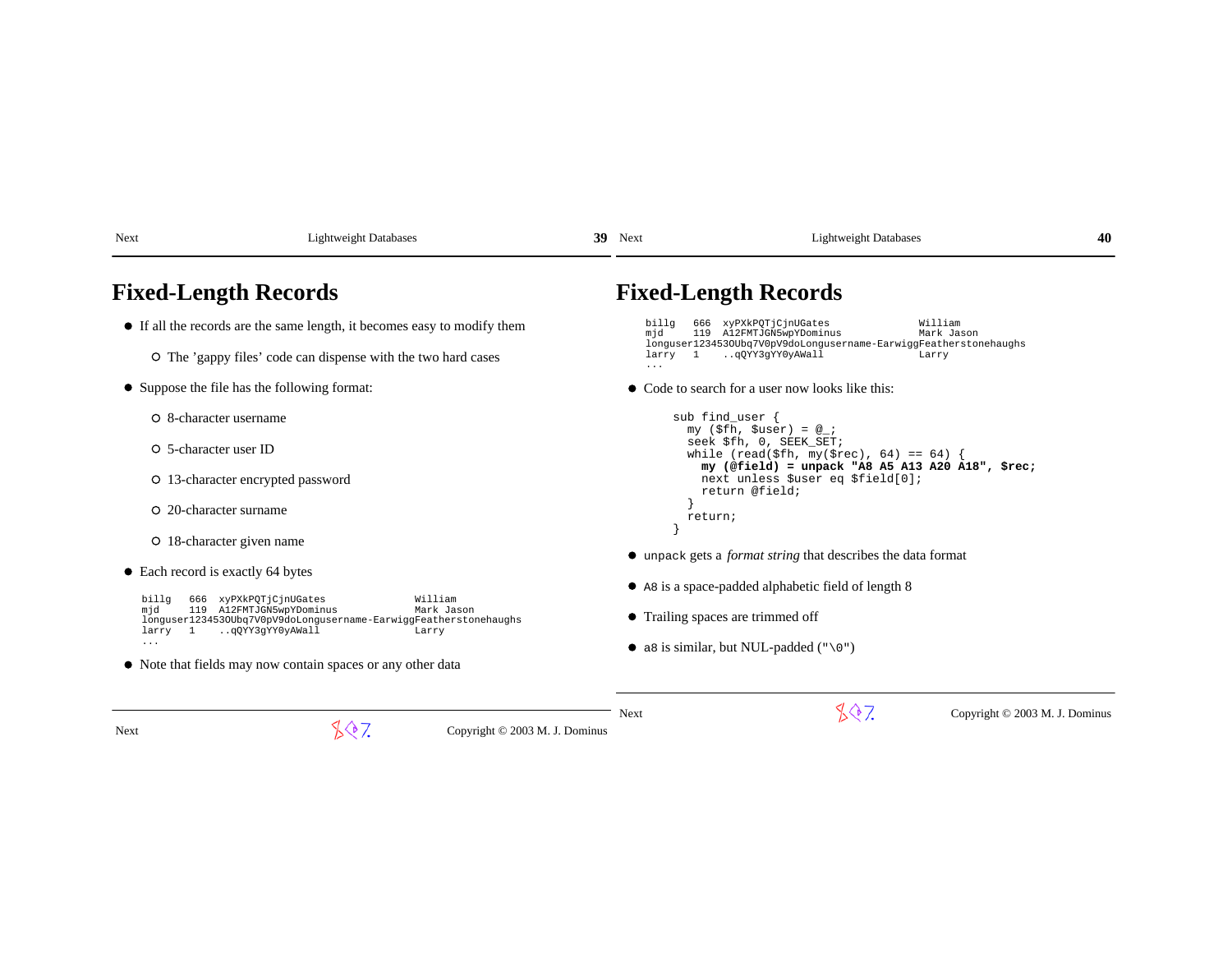# Fixed-Length Records

- If all the records are the same length, it becomes easy to modify them
  - The 'gappy files' code can dispense with the two hard cases
- Suppose the file has the following format:
  - 8-character username
  - 5-character user ID
  - 13-character encrypted password
  - 20-character surname
  - 18-character given name
- Each record is exactly 64 bytes

```
billg   666  xyPXkPQTjCjnUGates               William
mjd     119  A12FMTJGN5wpYDominus             Mark Jason
longuser123453OUbq7V0pV9doLongusername-EarwiggFeatherstonehaughs
larry   1    ..qQYY3gYY0yAWall                Larry
...
```

- Note that fields may now contain spaces or any other data

# Fixed-Length Records

```
billg   666  xyPXkPQTjCjnUGates               William
mjd     119  A12FMTJGN5wpYDominus             Mark Jason
longuser123453OUbq7V0pV9doLongusername-EarwiggFeatherstonehaughs
larry   1    ..qQYY3gYY0yAWall                Larry
...
```

- Code to search for a user now looks like this:

```
sub find_user {
  my ($fh, $user) = @_;
  seek $fh, 0, SEEK_SET;
  while (read($fh, my($rec), 64) == 64) {
    my (@field) = unpack "A8 A5 A13 A20 A18", $rec;
    next unless $user eq $field[0];
    return @field;
  }
  return;
}
```

- `unpack` gets a *format string* that describes the data format
- `A8` is a space-padded alphabetic field of length 8
- Trailing spaces are trimmed off
- `a8` is similar, but NUL-padded (`"\0"`)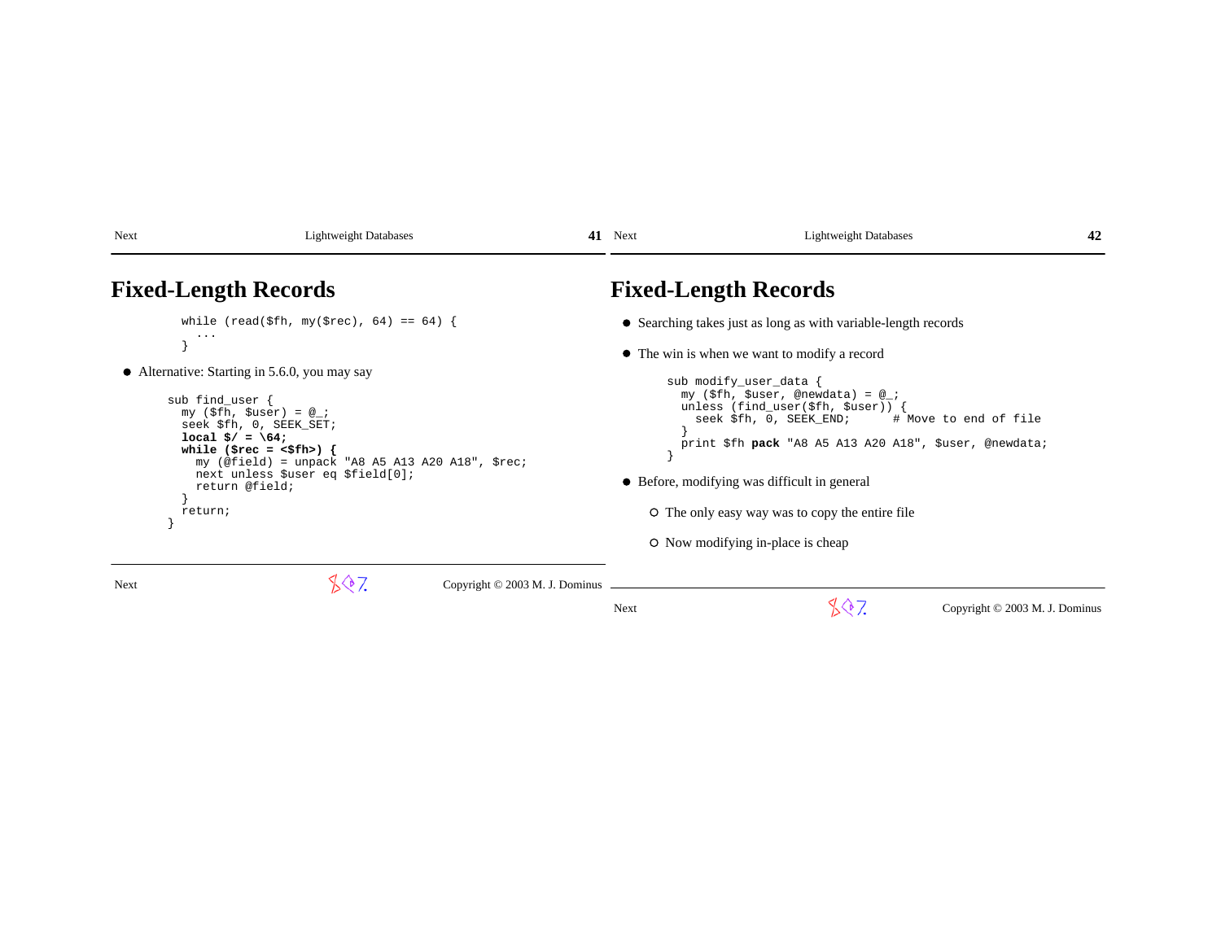# Fixed-Length Records

```
while (read($fh, my($rec), 64) == 64) {
  ...
}
```

- Alternative: Starting in 5.6.0, you may say

```
sub find_user {
  my ($fh, $user) = @_;
  seek $fh, 0, SEEK_SET;
  local $/ = \64;
  while ($rec = <$fh>) {
    my (@field) = unpack "A8 A5 A13 A20 A18", $rec;
    next unless $user eq $field[0];
    return @field;
  }
  return;
}
```

# Fixed-Length Records

- Searching takes just as long as with variable-length records
- The win is when we want to modify a record

```
sub modify_user_data {
  my ($fh, $user, @newdata) = @_;
  unless (find_user($fh, $user)) {
    seek $fh, 0, SEEK_END;      # Move to end of file
  }
  print $fh pack "A8 A5 A13 A20 A18", $user, @newdata;
}
```

- Before, modifying was difficult in general
  - The only easy way was to copy the entire file
  - Now modifying in-place is cheap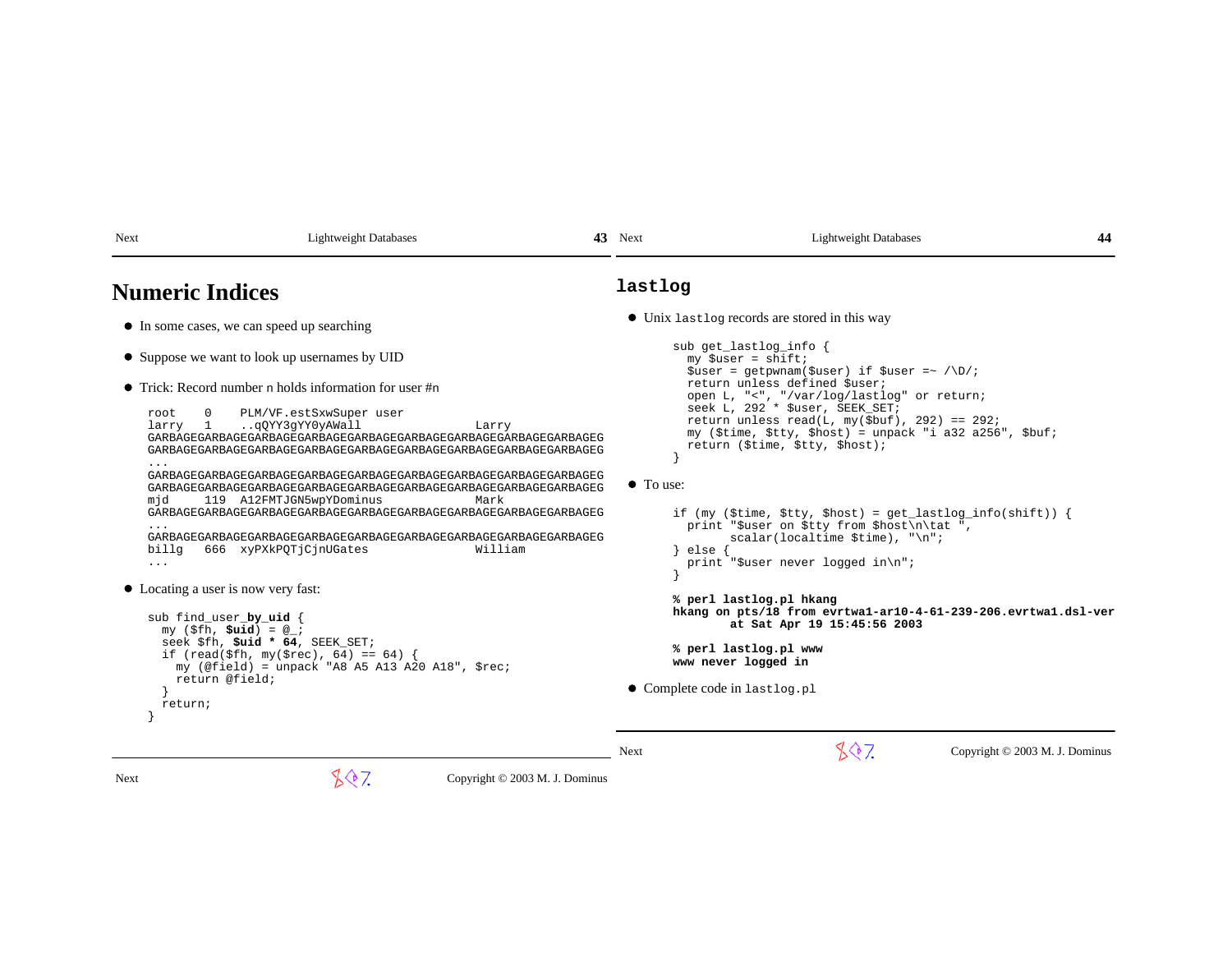# Numeric Indices

- In some cases, we can speed up searching
- Suppose we want to look up usernames by UID
- Trick: Record number n holds information for user #n

```
root    0    PLM/VF.estSxwSuper user
larry   1    ..qQYY3gYY0yAWall                Larry
GARBAGEGARBAGEGARBAGEGARBAGEGARBAGEGARBAGEGARBAGEGARBAGEGARBAGEG
GARBAGEGARBAGEGARBAGEGARBAGEGARBAGEGARBAGEGARBAGEGARBAGEGARBAGEG
...
GARBAGEGARBAGEGARBAGEGARBAGEGARBAGEGARBAGEGARBAGEGARBAGEGARBAGEG
GARBAGEGARBAGEGARBAGEGARBAGEGARBAGEGARBAGEGARBAGEGARBAGEGARBAGEG
mjd     119  A12FMTJGN5wpYDominus             Mark
GARBAGEGARBAGEGARBAGEGARBAGEGARBAGEGARBAGEGARBAGEGARBAGEGARBAGEG
...
GARBAGEGARBAGEGARBAGEGARBAGEGARBAGEGARBAGEGARBAGEGARBAGEGARBAGEG
billg   666  xyPXkPQTjCjnUGates               William
...
```

- Locating a user is now very fast:

```
sub find_user_by_uid {
  my ($fh, $uid) = @_;
  seek $fh, $uid * 64, SEEK_SET;
  if (read($fh, my($rec), 64) == 64) {
    my (@field) = unpack "A8 A5 A13 A20 A18", $rec;
    return @field;
  }
  return;
}
```

# lastlog

- Unix `lastlog` records are stored in this way

```
sub get_lastlog_info {
  my $user = shift;
  $user = getpwnam($user) if $user =~ /\D/;
  return unless defined $user;
  open L, "<", "/var/log/lastlog" or return;
  seek L, 292 * $user, SEEK_SET;
  return unless read(L, my($buf), 292) == 292;
  my ($time, $tty, $host) = unpack "i a32 a256", $buf;
  return ($time, $tty, $host);
}
```

- To use:

```
if (my ($time, $tty, $host) = get_lastlog_info(shift)) {
  print "$user on $tty from $host\n\tat ",
        scalar(localtime $time), "\n";
} else {
  print "$user never logged in\n";
}
```

```
% perl lastlog.pl hkang
hkang on pts/18 from evrtwa1-ar10-4-61-239-206.evrtwa1.dsl-ver
        at Sat Apr 19 15:45:56 2003

% perl lastlog.pl www
www never logged in
```

- Complete code in `lastlog.pl`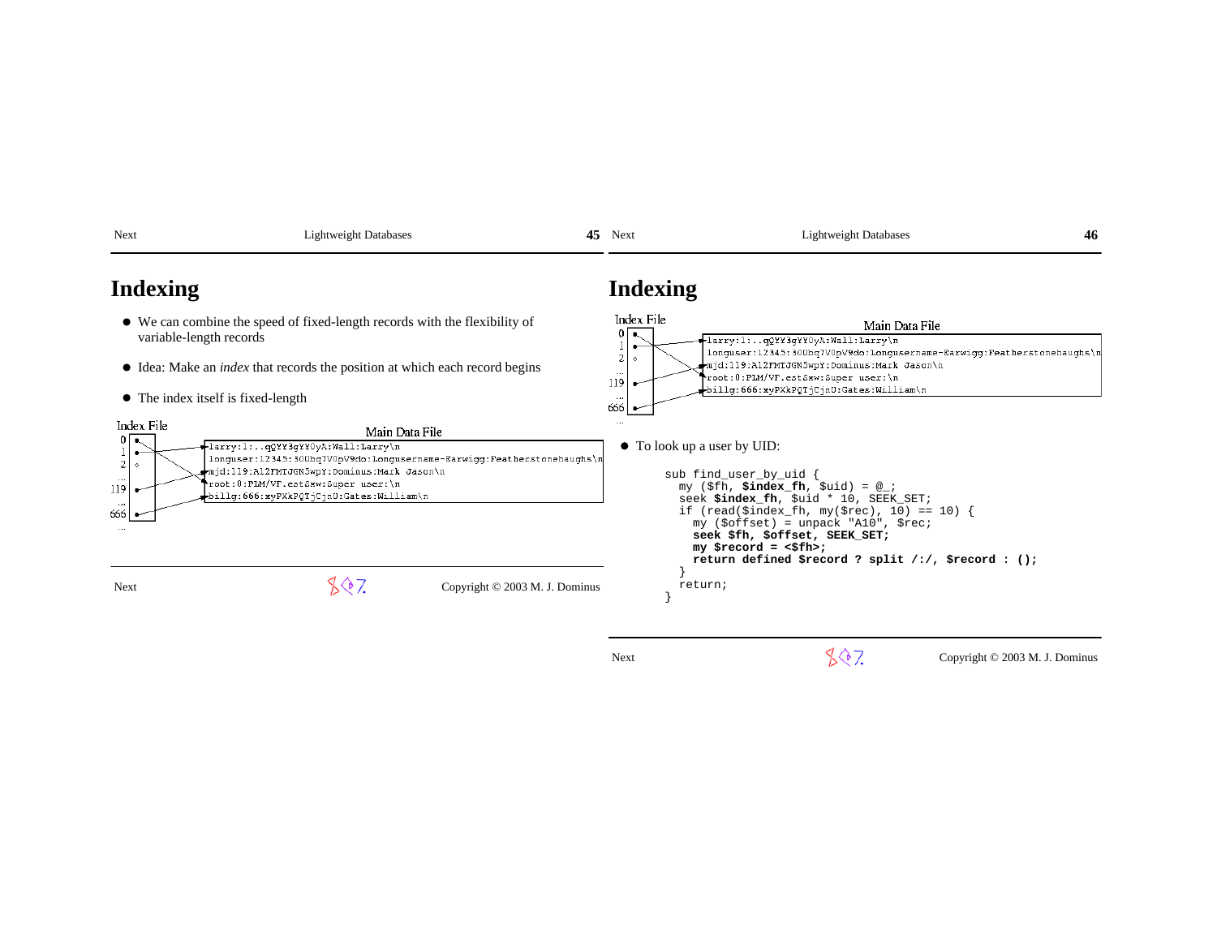# Indexing

- We can combine the speed of fixed-length records with the flexibility of variable-length records
- Idea: Make an *index* that records the position at which each record begins
- The index itself is fixed-length

Index File / Main Data File

```
0    larry:1:..qQYY3gYY0yA:Wall:Larry\n
1    longuser:12345:30Ubq7V0pV9do:Longusername-Earwigg:Featherstonehaughs\n
2    mjd:119:A12FMTJGN5wpY:Dominus:Mark Jason\n
...  root:0:PLM/VF.estSxw:Super user:\n
119  billg:666:xyPXkPQTjCjnU:Gates:William\n
...
666
...
```

# Indexing

Index File / Main Data File

```
0    larry:1:..qQYY3gYY0yA:Wall:Larry\n
1    longuser:12345:30Ubq7V0pV9do:Longusername-Earwigg:Featherstonehaughs\n
2    mjd:119:A12FMTJGN5wpY:Dominus:Mark Jason\n
...  root:0:PLM/VF.estSxw:Super user:\n
119  billg:666:xyPXkPQTjCjnU:Gates:William\n
...
666
...
```

- To look up a user by UID:

```
sub find_user_by_uid {
  my ($fh, $index_fh, $uid) = @_;
  seek $index_fh, $uid * 10, SEEK_SET;
  if (read($index_fh, my($rec), 10) == 10) {
    my ($offset) = unpack "A10", $rec;
    seek $fh, $offset, SEEK_SET;
    my $record = <$fh>;
    return defined $record ? split /:/, $record : ();
  }
  return;
}
```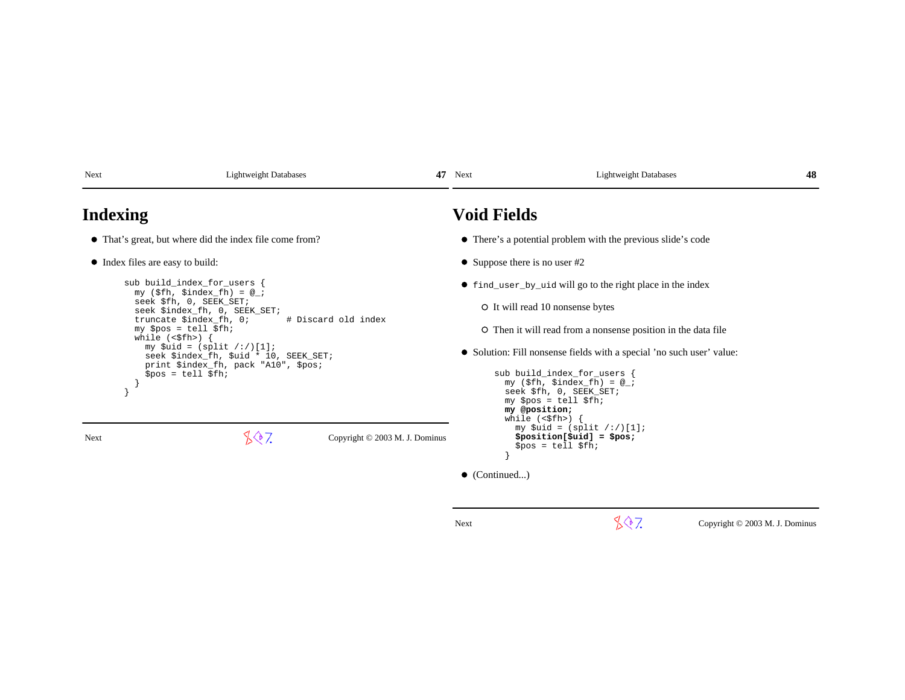# Indexing

- That's great, but where did the index file come from?
- Index files are easy to build:

```
sub build_index_for_users {
  my ($fh, $index_fh) = @_;
  seek $fh, 0, SEEK_SET;
  seek $index_fh, 0, SEEK_SET;
  truncate $index_fh, 0;       # Discard old index
  my $pos = tell $fh;
  while (<$fh>) {
    my $uid = (split /:/)[1];
    seek $index_fh, $uid * 10, SEEK_SET;
    print $index_fh, pack "A10", $pos;
    $pos = tell $fh;
  }
}
```

# Void Fields

- There's a potential problem with the previous slide's code
- Suppose there is no user #2
- `find_user_by_uid` will go to the right place in the index
  - It will read 10 nonsense bytes
  - Then it will read from a nonsense position in the data file
- Solution: Fill nonsense fields with a special 'no such user' value:

```
sub build_index_for_users {
  my ($fh, $index_fh) = @_;
  seek $fh, 0, SEEK_SET;
  my $pos = tell $fh;
  my @position;
  while (<$fh>) {
    my $uid = (split /:/)[1];
    $position[$uid] = $pos;
    $pos = tell $fh;
  }
```

- (Continued...)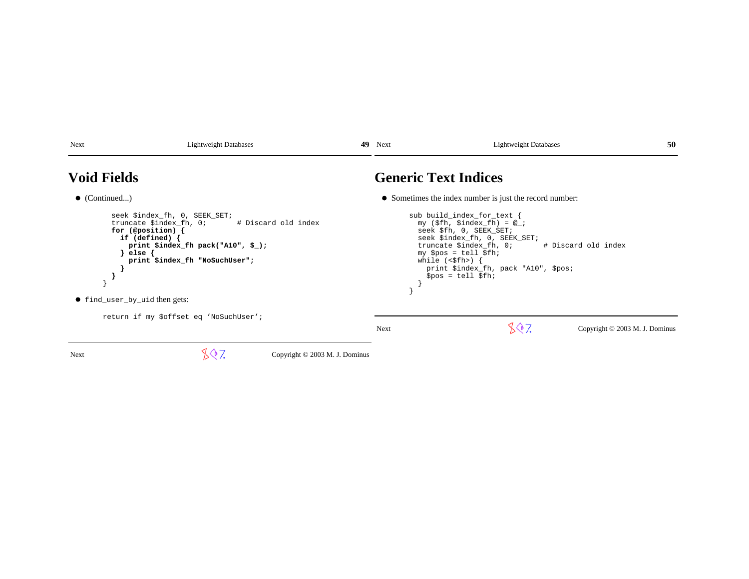## Void Fields

- (Continued...)

```
    seek $index_fh, 0, SEEK_SET;
    truncate $index_fh, 0;        # Discard old index
    for (@position) {
      if (defined) {
        print $index_fh pack("A10", $_);
      } else {
        print $index_fh "NoSuchUser";
      }
    }
  }
```

- `find_user_by_uid` then gets:

```
  return if my $offset eq 'NoSuchUser';
```

## Generic Text Indices

- Sometimes the index number is just the record number:

```
sub build_index_for_text {
  my ($fh, $index_fh) = @_;
  seek $fh, 0, SEEK_SET;
  seek $index_fh, 0, SEEK_SET;
  truncate $index_fh, 0;        # Discard old index
  my $pos = tell $fh;
  while (<$fh>) {
    print $index_fh, pack "A10", $pos;
    $pos = tell $fh;
  }
}
```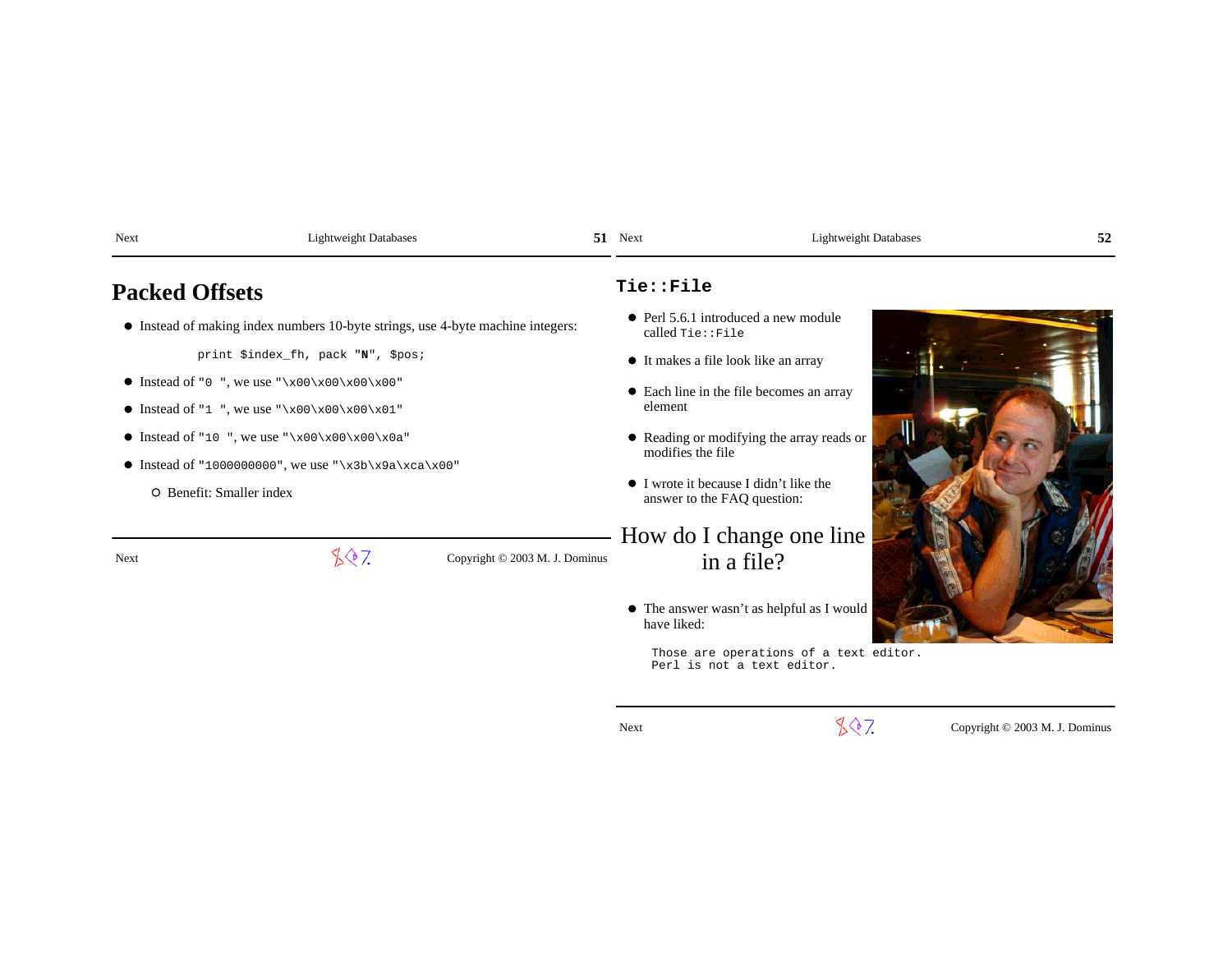# Packed Offsets

- Instead of making index numbers 10-byte strings, use 4-byte machine integers:

```
print $index_fh, pack "N", $pos;
```

- Instead of `"0 "`, we use `"\x00\x00\x00\x00"`
- Instead of `"1 "`, we use `"\x00\x00\x00\x01"`
- Instead of `"10 "`, we use `"\x00\x00\x00\x0a"`
- Instead of `"1000000000"`, we use `"\x3b\x9a\xca\x00"`
  - Benefit: Smaller index

# `Tie::File`

- Perl 5.6.1 introduced a new module called `Tie::File`
- It makes a file look like an array
- Each line in the file becomes an array element
- Reading or modifying the array reads or modifies the file
- I wrote it because I didn't like the answer to the FAQ question:

## How do I change one line in a file?

- The answer wasn't as helpful as I would have liked:

```
Those are operations of a text editor.
Perl is not a text editor.
```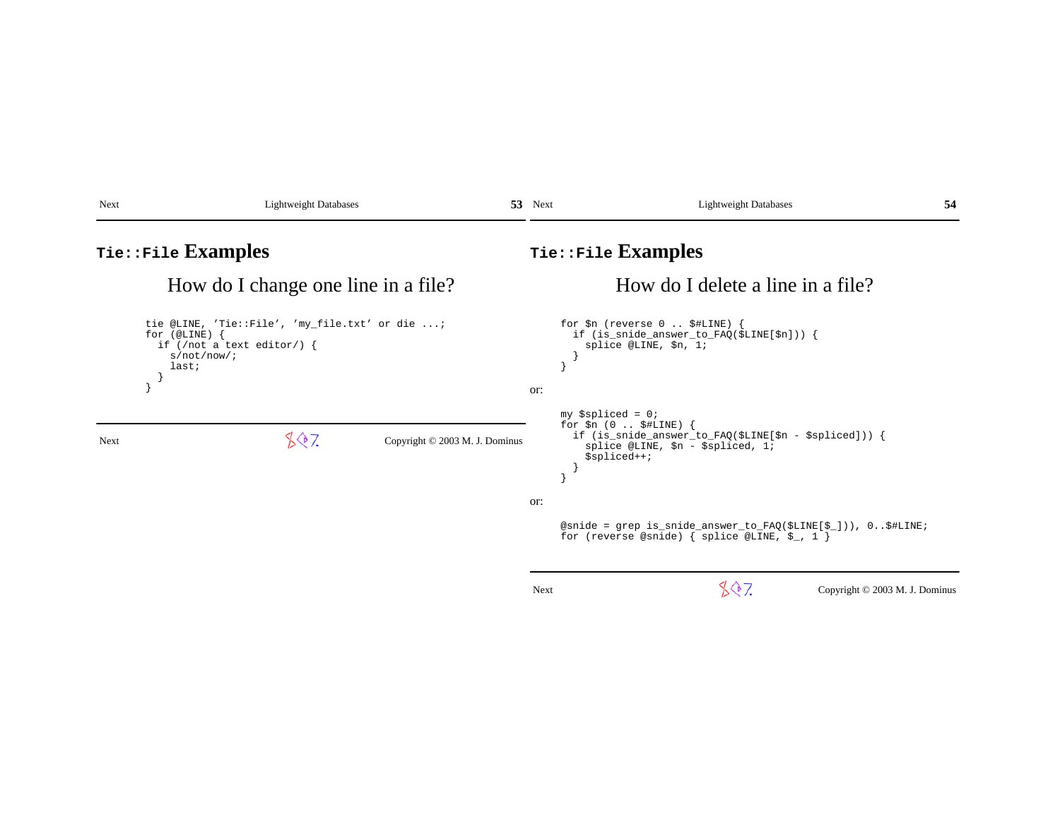## `Tie::File` Examples

### How do I change one line in a file?

```
tie @LINE, 'Tie::File', 'my_file.txt' or die ...;
for (@LINE) {
  if (/not a text editor/) {
    s/not/now/;
    last;
  }
}
```

## `Tie::File` Examples

### How do I delete a line in a file?

```
for $n (reverse 0 .. $#LINE) {
  if (is_snide_answer_to_FAQ($LINE[$n])) {
    splice @LINE, $n, 1;
  }
}
```

or:

```
my $spliced = 0;
for $n (0 .. $#LINE) {
  if (is_snide_answer_to_FAQ($LINE[$n - $spliced])) {
    splice @LINE, $n - $spliced, 1;
    $spliced++;
  }
}
```

or:

```
@snide = grep is_snide_answer_to_FAQ($LINE[$_])), 0..$#LINE;
for (reverse @snide) { splice @LINE, $_, 1 }
```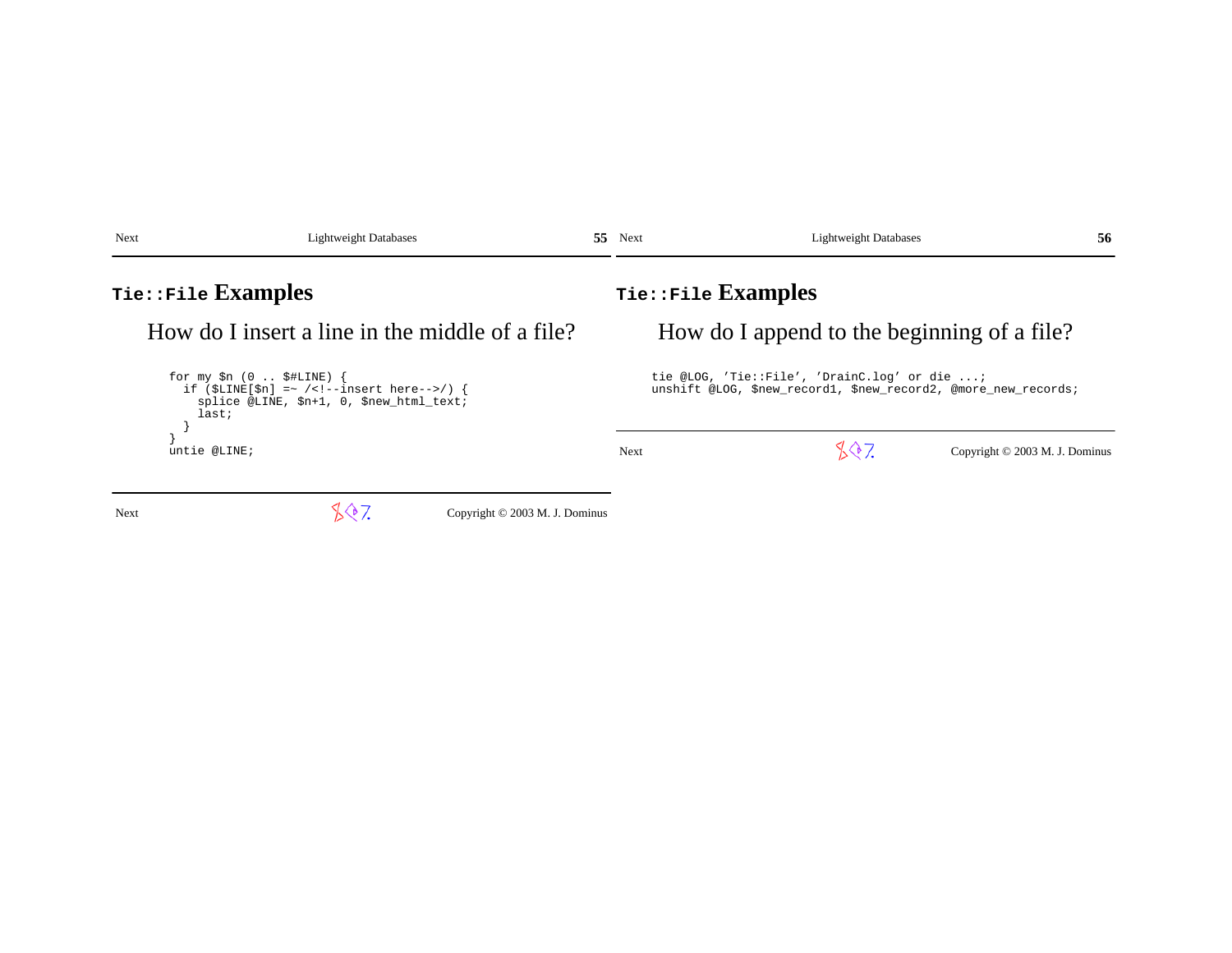## `Tie::File` Examples

How do I insert a line in the middle of a file?

```
for my $n (0 .. $#LINE) {
  if ($LINE[$n] =~ /<!--insert here-->/) {
    splice @LINE, $n+1, 0, $new_html_text;
    last;
  }
}
untie @LINE;
```

## `Tie::File` Examples

How do I append to the beginning of a file?

```
tie @LOG, 'Tie::File', 'DrainC.log' or die ...;
unshift @LOG, $new_record1, $new_record2, @more_new_records;
```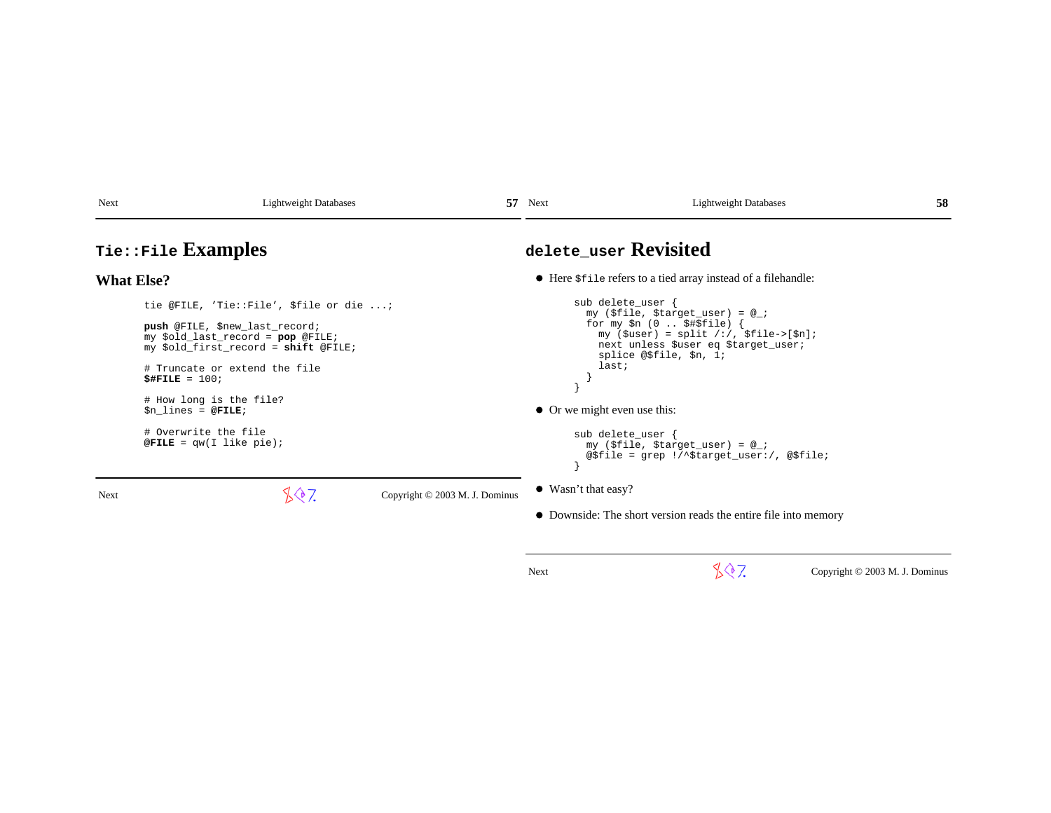# `Tie::File` Examples

## What Else?

```
tie @FILE, 'Tie::File', $file or die ...;

push @FILE, $new_last_record;
my $old_last_record = pop @FILE;
my $old_first_record = shift @FILE;

# Truncate or extend the file
$#FILE = 100;

# How long is the file?
$n_lines = @FILE;

# Overwrite the file
@FILE = qw(I like pie);
```

# `delete_user` Revisited

- Here `$file` refers to a tied array instead of a filehandle:

```
sub delete_user {
  my ($file, $target_user) = @_;
  for my $n (0 .. $#$file) {
    my ($user) = split /:/, $file->[$n];
    next unless $user eq $target_user;
    splice @$file, $n, 1;
    last;
  }
}
```

- Or we might even use this:

```
sub delete_user {
  my ($file, $target_user) = @_;
  @$file = grep !/^$target_user:/, @$file;
}
```

- Wasn't that easy?
- Downside: The short version reads the entire file into memory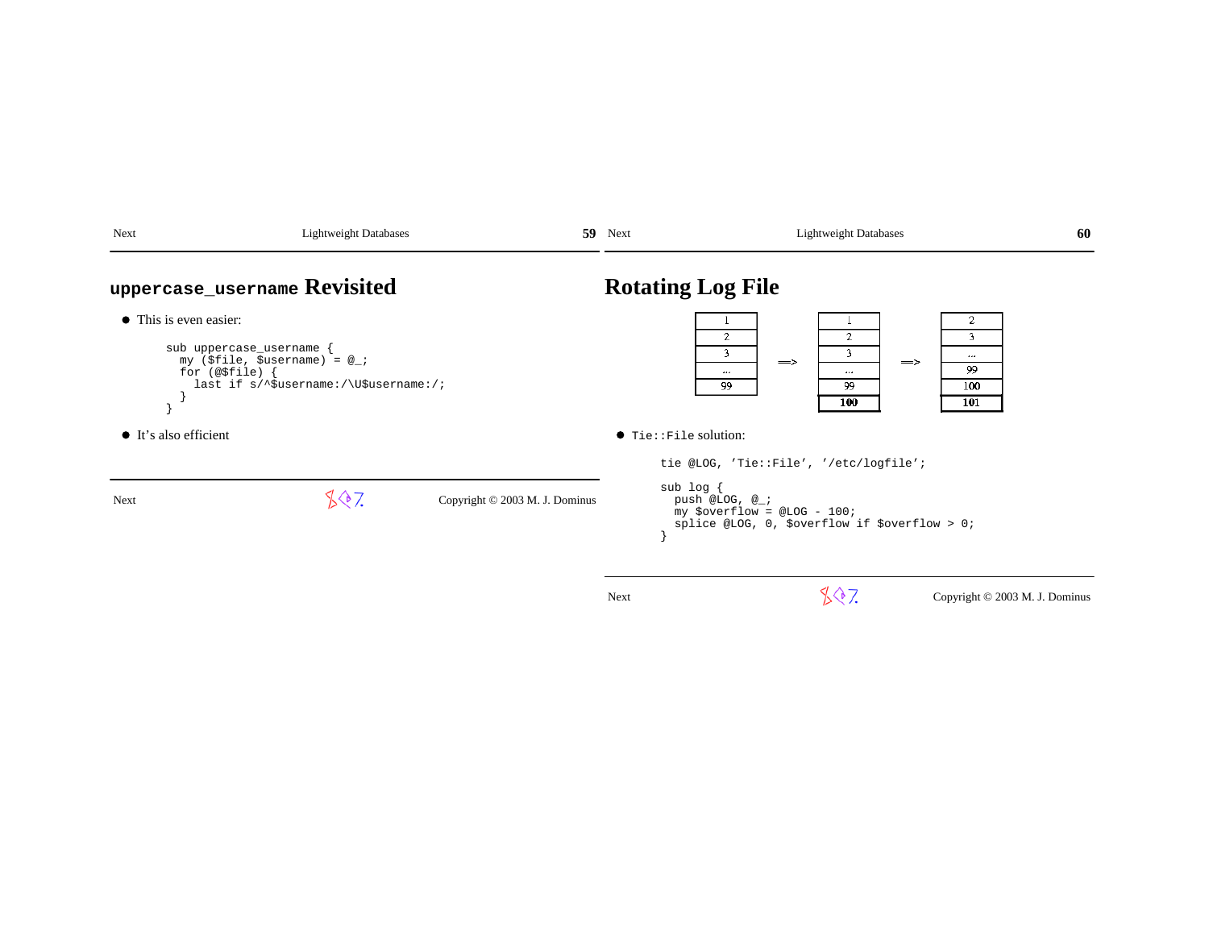## `uppercase_username` Revisited

- This is even easier:

```
sub uppercase_username {
  my ($file, $username) = @_;
  for (@$file) {
    last if s/^$username:/\U$username:/;
  }
}
```

- It's also efficient

## Rotating Log File

| 1 |
| --- |
| 2 |
| 3 |
| ... |
| 99 |

==>

| 1 |
| --- |
| 2 |
| 3 |
| ... |
| 99 |
| **100** |

==>

| 2 |
| --- |
| 3 |
| ... |
| 99 |
| 100 |
| **101** |

- `Tie::File` solution:

```
tie @LOG, 'Tie::File', '/etc/logfile';

sub log {
  push @LOG, @_;
  my $overflow = @LOG - 100;
  splice @LOG, 0, $overflow if $overflow > 0;
}
```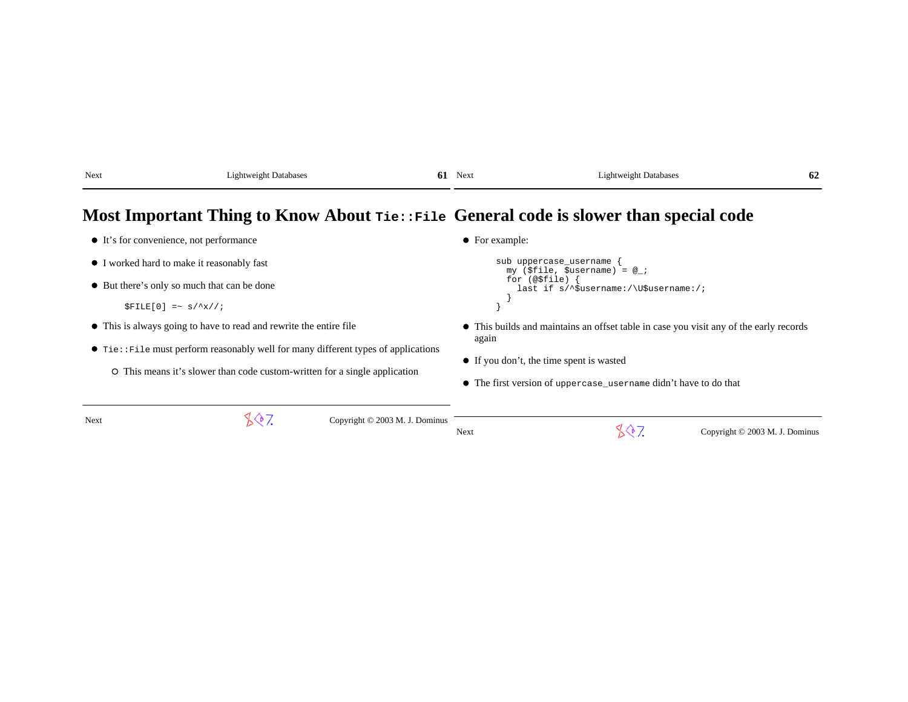# Most Important Thing to Know About `Tie::File`

- It's for convenience, not performance
- I worked hard to make it reasonably fast
- But there's only so much that can be done

```
$FILE[0] =~ s/^x//;
```

- This is always going to have to read and rewrite the entire file
- `Tie::File` must perform reasonably well for many different types of applications
  - This means it's slower than code custom-written for a single application

# General code is slower than special code

- For example:

```
sub uppercase_username {
  my ($file, $username) = @_;
  for (@$file) {
    last if s/^$username:/\U$username:/;
  }
}
```

- This builds and maintains an offset table in case you visit any of the early records again
- If you don't, the time spent is wasted
- The first version of `uppercase_username` didn't have to do that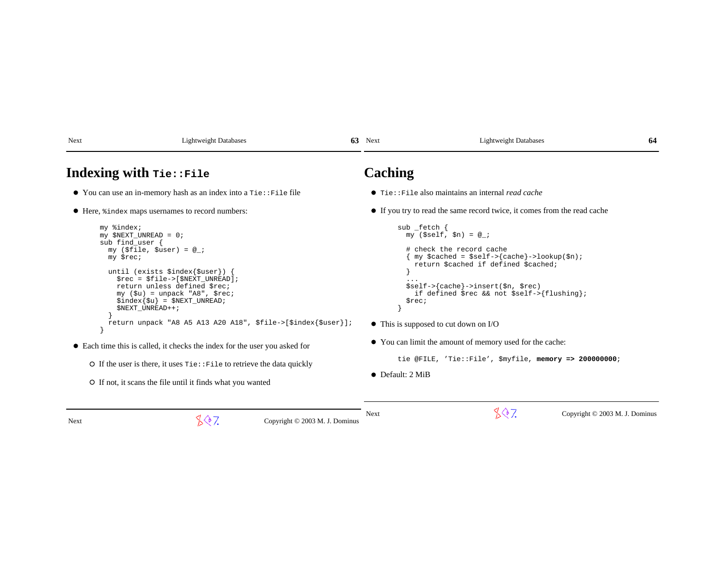# Indexing with `Tie::File`

- You can use an in-memory hash as an index into a `Tie::File` file
- Here, `%index` maps usernames to record numbers:

```
my %index;
my $NEXT_UNREAD = 0;
sub find_user {
  my ($file, $user) = @_;
  my $rec;

  until (exists $index{$user}) {
    $rec = $file->[$NEXT_UNREAD];
    return unless defined $rec;
    my ($u) = unpack "A8", $rec;
    $index{$u} = $NEXT_UNREAD;
    $NEXT_UNREAD++;
  }
  return unpack "A8 A5 A13 A20 A18", $file->[$index{$user}];
}
```

- Each time this is called, it checks the index for the user you asked for
  - If the user is there, it uses `Tie::File` to retrieve the data quickly
  - If not, it scans the file until it finds what you wanted

# Caching

- `Tie::File` also maintains an internal *read cache*
- If you try to read the same record twice, it comes from the read cache

```
sub _fetch {
  my ($self, $n) = @_;

  # check the record cache
  { my $cached = $self->{cache}->lookup($n);
    return $cached if defined $cached;
  }
  ...
  $self->{cache}->insert($n, $rec)
    if defined $rec && not $self->{flushing};
  $rec;
}
```

- This is supposed to cut down on I/O
- You can limit the amount of memory used for the cache:

```
tie @FILE, 'Tie::File', $myfile, memory => 200000000;
```

- Default: 2 MiB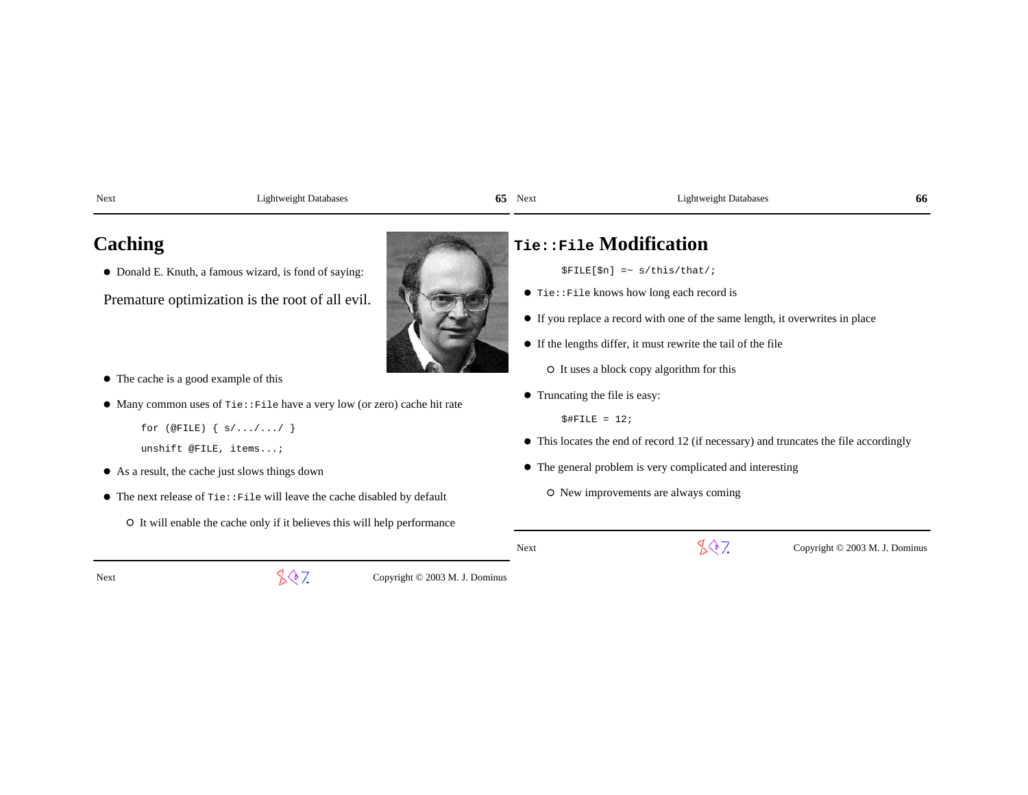# Caching

- Donald E. Knuth, a famous wizard, is fond of saying:

Premature optimization is the root of all evil.

- The cache is a good example of this
- Many common uses of `Tie::File` have a very low (or zero) cache hit rate

```
for (@FILE) { s/.../.../ }
unshift @FILE, items...;
```

- As a result, the cache just slows things down
- The next release of `Tie::File` will leave the cache disabled by default
  - It will enable the cache only if it believes this will help performance

# `Tie::File` Modification

```
$FILE[$n] =~ s/this/that/;
```

- `Tie::File` knows how long each record is
- If you replace a record with one of the same length, it overwrites in place
- If the lengths differ, it must rewrite the tail of the file
  - It uses a block copy algorithm for this
- Truncating the file is easy:

```
$#FILE = 12;
```

- This locates the end of record 12 (if necessary) and truncates the file accordingly
- The general problem is very complicated and interesting
  - New improvements are always coming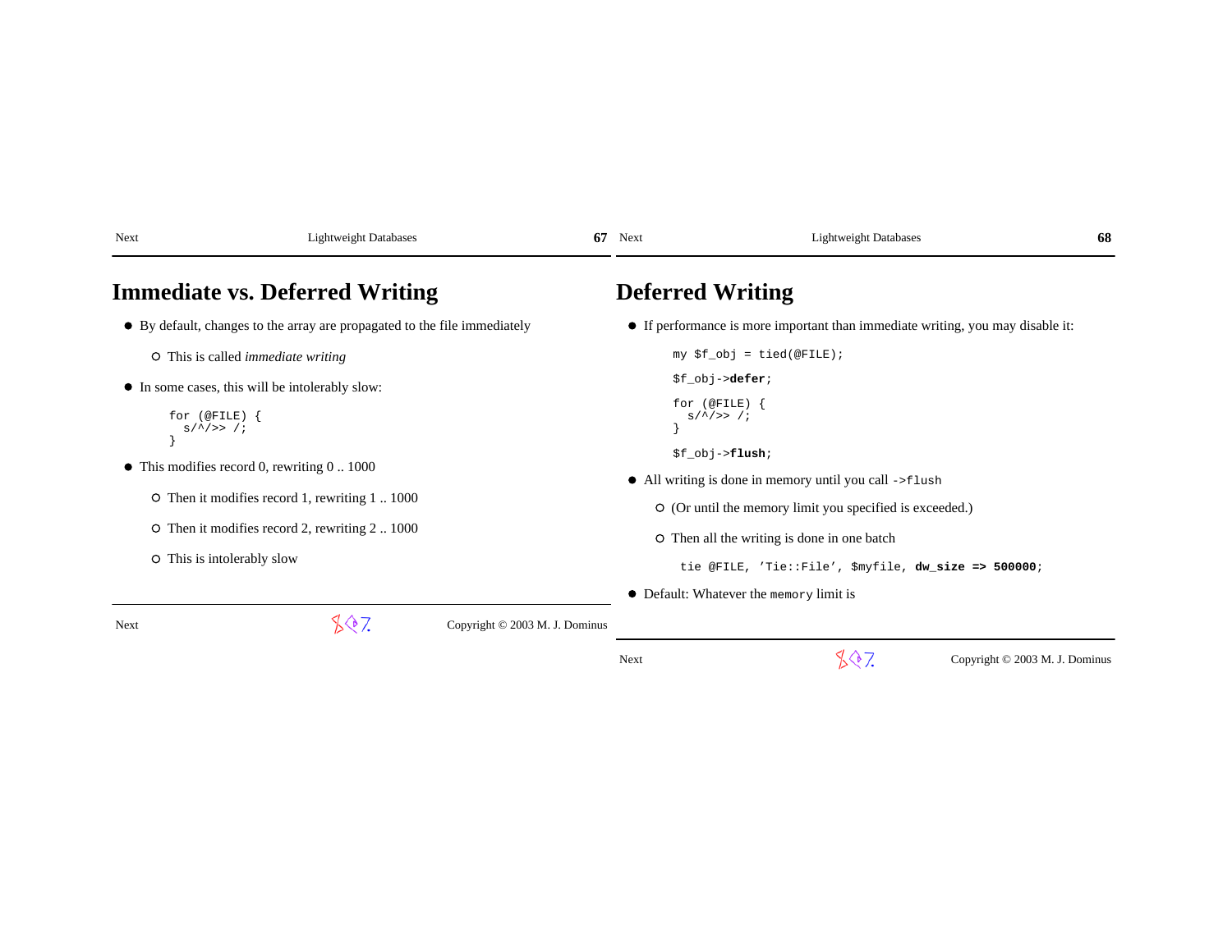# Immediate vs. Deferred Writing

- By default, changes to the array are propagated to the file immediately
  - This is called *immediate writing*
- In some cases, this will be intolerably slow:

```
for (@FILE) {
  s/^/>> /;
}
```

- This modifies record 0, rewriting 0 .. 1000
  - Then it modifies record 1, rewriting 1 .. 1000
  - Then it modifies record 2, rewriting 2 .. 1000
  - This is intolerably slow

# Deferred Writing

- If performance is more important than immediate writing, you may disable it:

```
my $f_obj = tied(@FILE);

$f_obj->defer;

for (@FILE) {
  s/^/>> /;
}

$f_obj->flush;
```

- All writing is done in memory until you call `->flush`
  - (Or until the memory limit you specified is exceeded.)
  - Then all the writing is done in one batch

```
tie @FILE, 'Tie::File', $myfile, dw_size => 500000;
```

- Default: Whatever the `memory` limit is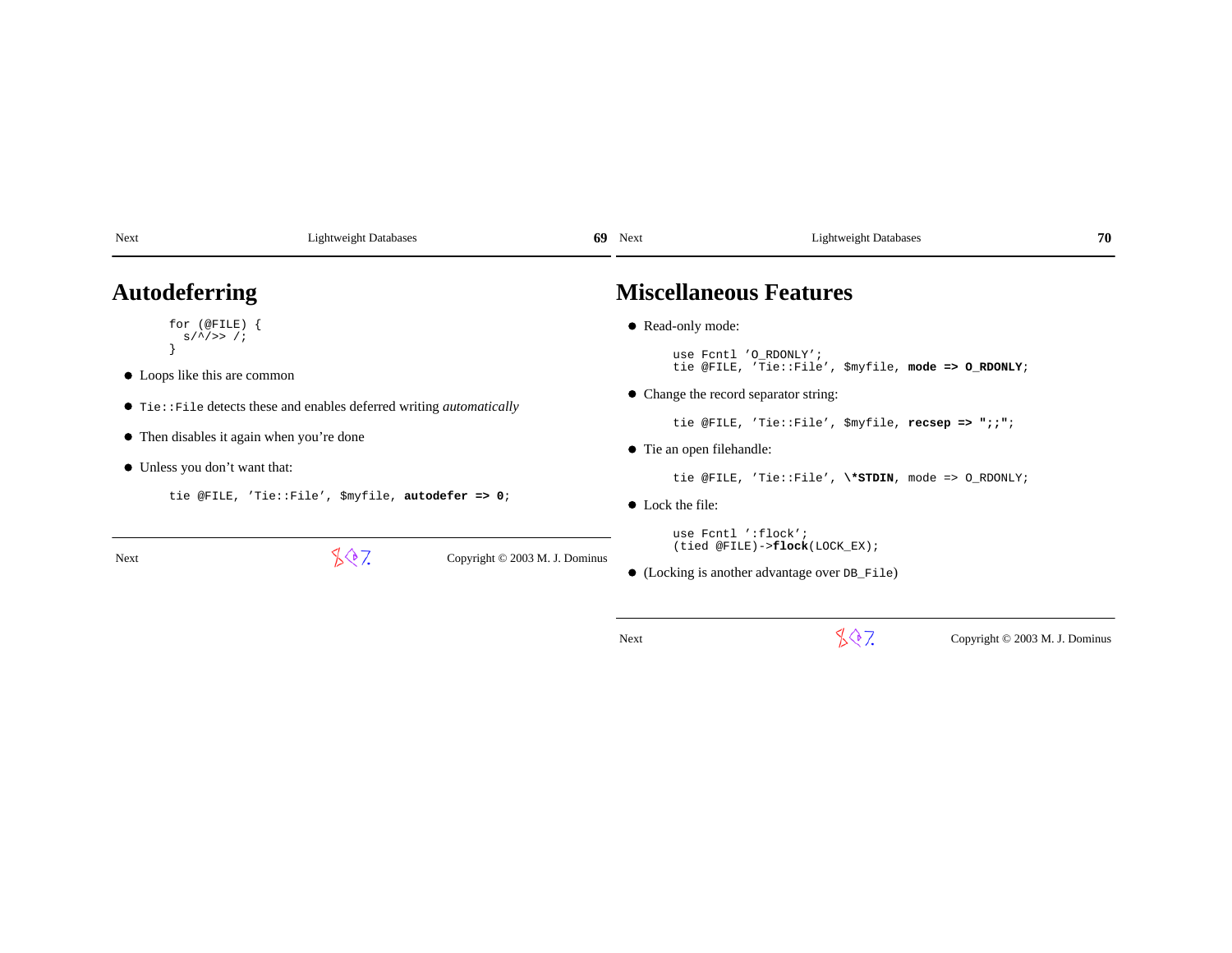# Autodeferring

```
for (@FILE) {
  s/^/>> /;
}
```

- Loops like this are common
- `Tie::File` detects these and enables deferred writing *automatically*
- Then disables it again when you're done
- Unless you don't want that:

```
tie @FILE, 'Tie::File', $myfile, autodefer => 0;
```

# Miscellaneous Features

- Read-only mode:

```
use Fcntl 'O_RDONLY';
tie @FILE, 'Tie::File', $myfile, mode => O_RDONLY;
```

- Change the record separator string:

```
tie @FILE, 'Tie::File', $myfile, recsep => ";;";
```

- Tie an open filehandle:

```
tie @FILE, 'Tie::File', \*STDIN, mode => O_RDONLY;
```

- Lock the file:

```
use Fcntl ':flock';
(tied @FILE)->flock(LOCK_EX);
```

- (Locking is another advantage over `DB_File`)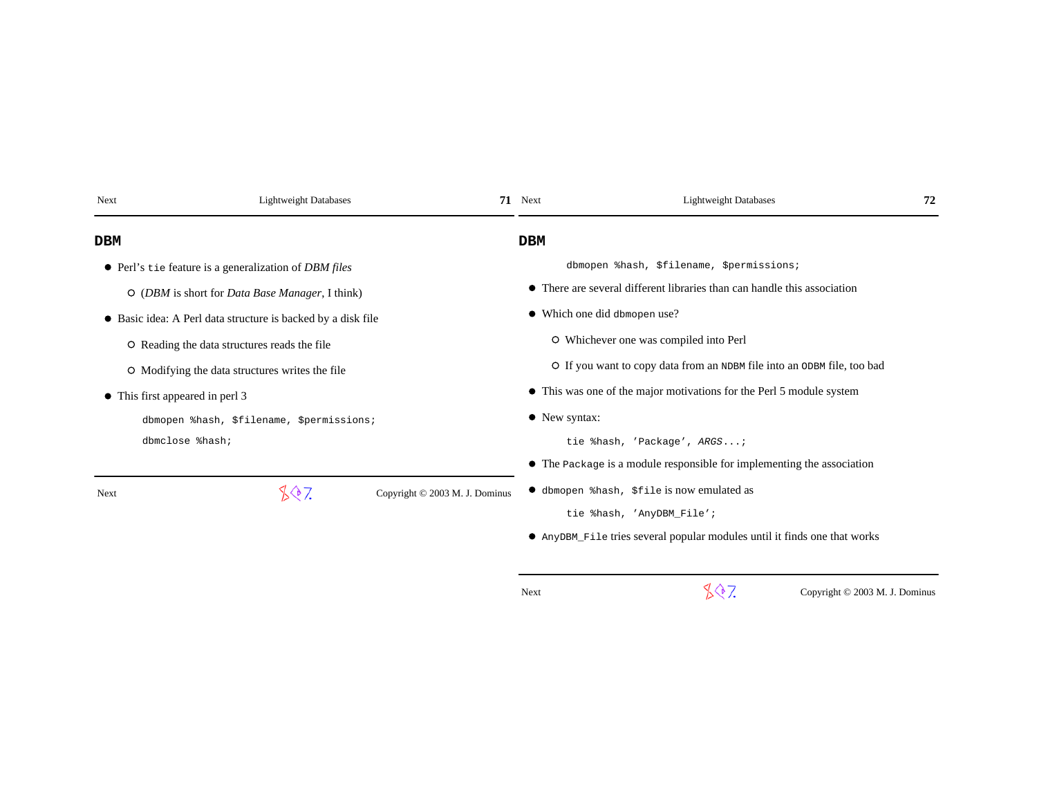## DBM

- Perl's `tie` feature is a generalization of *DBM files*
  - (*DBM* is short for *Data Base Manager*, I think)
- Basic idea: A Perl data structure is backed by a disk file
  - Reading the data structures reads the file
  - Modifying the data structures writes the file
- This first appeared in perl 3

```
dbmopen %hash, $filename, $permissions;
dbmclose %hash;
```

## DBM

```
dbmopen %hash, $filename, $permissions;
```

- There are several different libraries than can handle this association
- Which one did `dbmopen` use?
  - Whichever one was compiled into Perl
  - If you want to copy data from an `NDBM` file into an `ODBM` file, too bad
- This was one of the major motivations for the Perl 5 module system
- New syntax:

```
tie %hash, 'Package', ARGS...;
```

- The `Package` is a module responsible for implementing the association
- `dbmopen %hash, $file` is now emulated as

```
tie %hash, 'AnyDBM_File';
```

- `AnyDBM_File` tries several popular modules until it finds one that works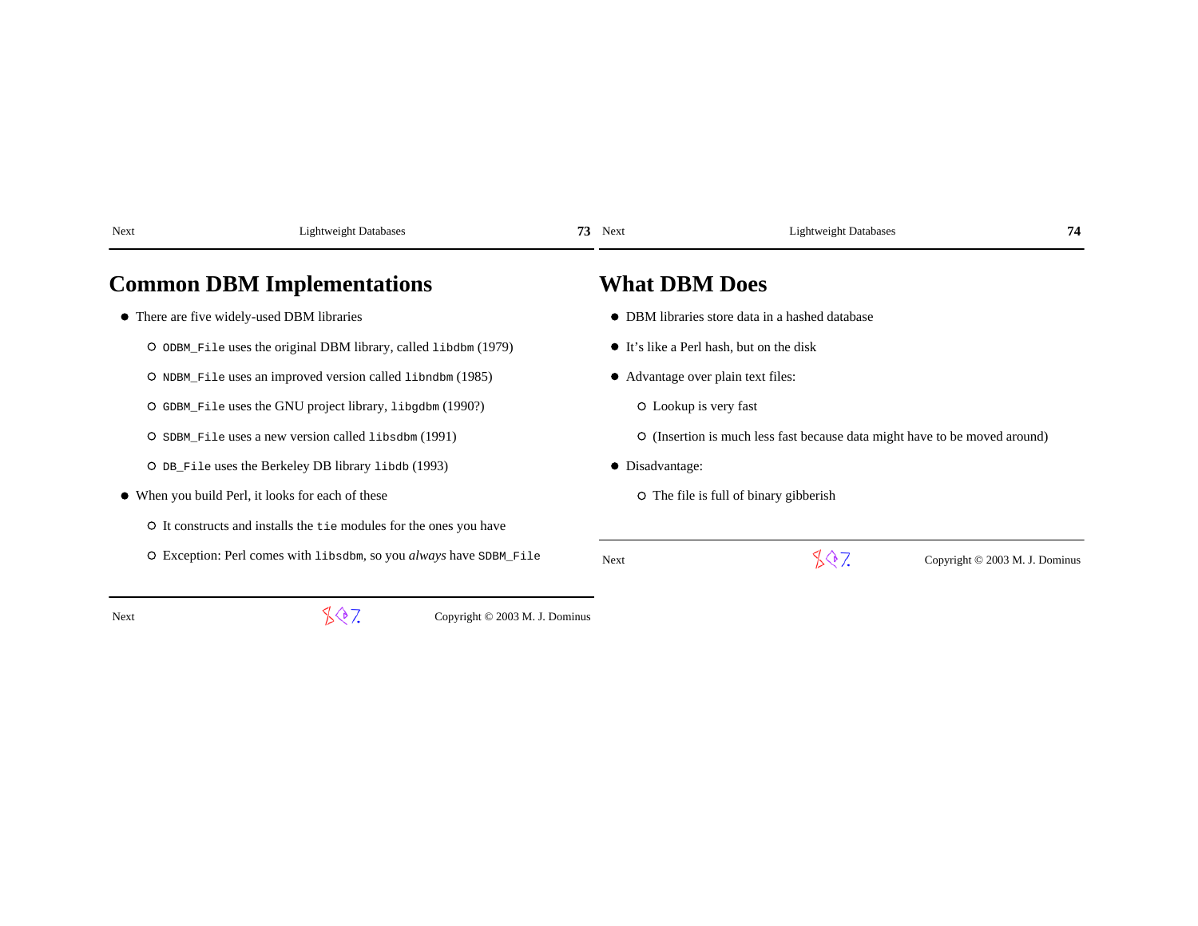## Common DBM Implementations

- There are five widely-used DBM libraries
  - `ODBM_File` uses the original DBM library, called `libdbm` (1979)
  - `NDBM_File` uses an improved version called `libndbm` (1985)
  - `GDBM_File` uses the GNU project library, `libgdbm` (1990?)
  - `SDBM_File` uses a new version called `libsdbm` (1991)
  - `DB_File` uses the Berkeley DB library `libdb` (1993)
- When you build Perl, it looks for each of these
  - It constructs and installs the `tie` modules for the ones you have
  - Exception: Perl comes with `libsdbm`, so you *always* have `SDBM_File`

## What DBM Does

- DBM libraries store data in a hashed database
- It's like a Perl hash, but on the disk
- Advantage over plain text files:
  - Lookup is very fast
  - (Insertion is much less fast because data might have to be moved around)
- Disadvantage:
  - The file is full of binary gibberish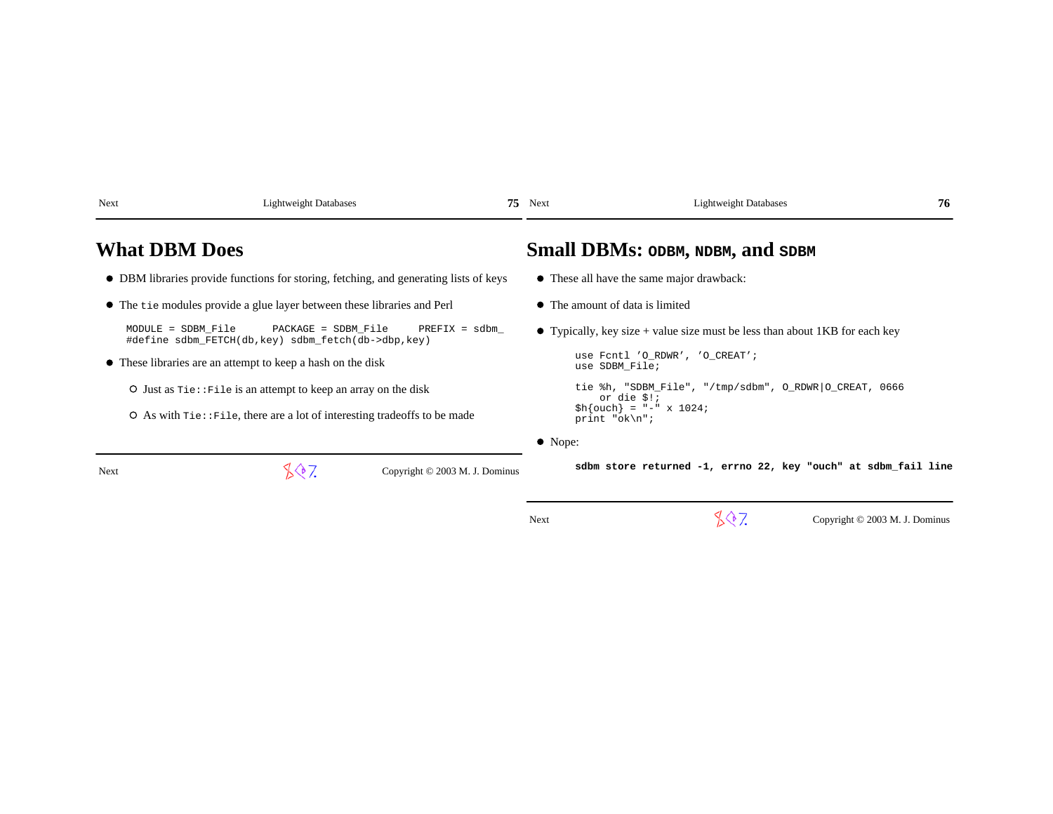# What DBM Does

- DBM libraries provide functions for storing, fetching, and generating lists of keys
- The `tie` modules provide a glue layer between these libraries and Perl

```
MODULE = SDBM_File      PACKAGE = SDBM_File     PREFIX = sdbm_
#define sdbm_FETCH(db,key) sdbm_fetch(db->dbp,key)
```

- These libraries are an attempt to keep a hash on the disk
  - Just as `Tie::File` is an attempt to keep an array on the disk
  - As with `Tie::File`, there are a lot of interesting tradeoffs to be made

# Small DBMs: `ODBM`, `NDBM`, and `SDBM`

- These all have the same major drawback:
- The amount of data is limited
- Typically, key size + value size must be less than about 1KB for each key

```
use Fcntl 'O_RDWR', 'O_CREAT';
use SDBM_File;

tie %h, "SDBM_File", "/tmp/sdbm", O_RDWR|O_CREAT, 0666
    or die $!;
$h{ouch} = "-" x 1024;
print "ok\n";
```

- Nope:

```
sdbm store returned -1, errno 22, key "ouch" at sdbm_fail line
```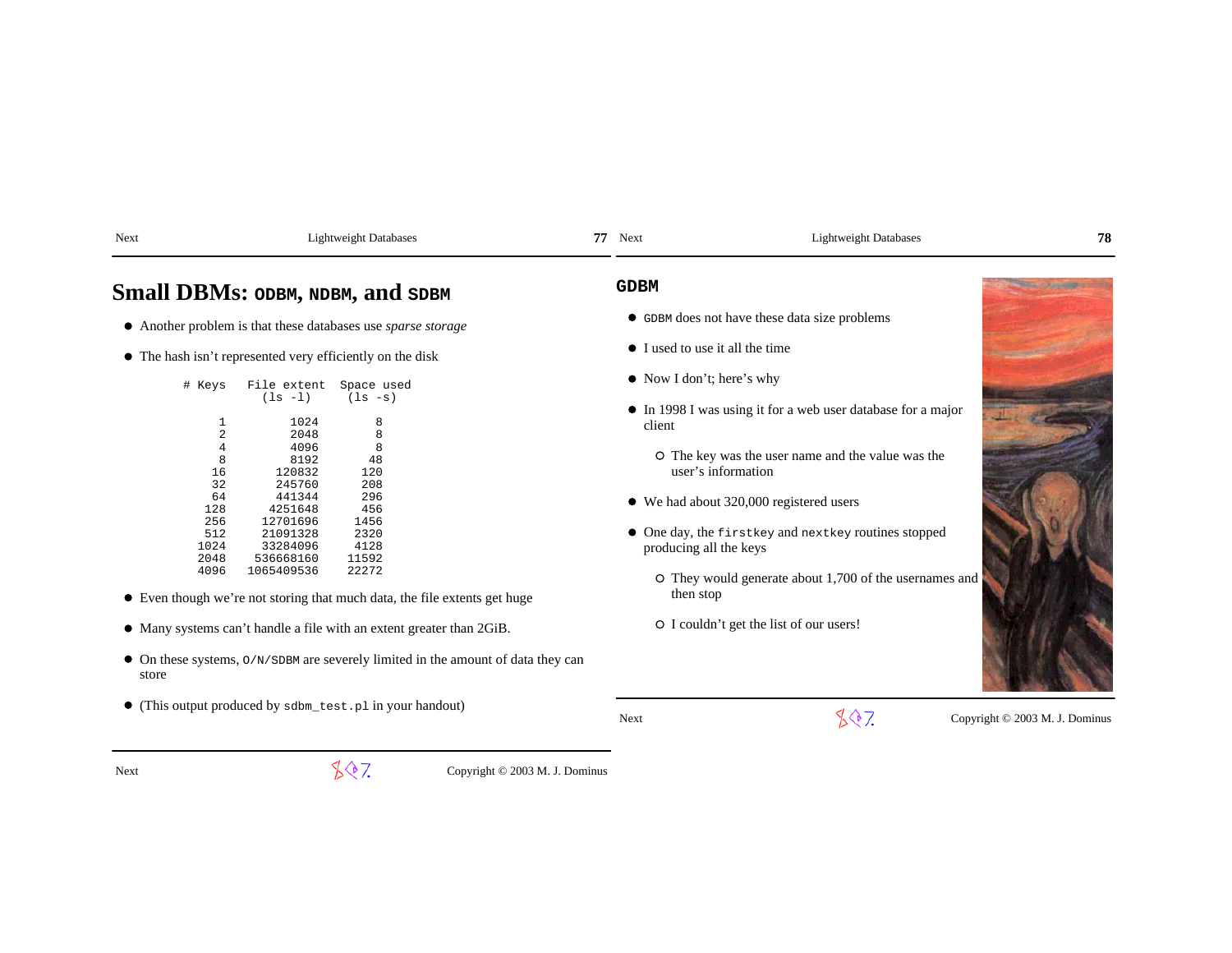## Small DBMs: `ODBM`, `NDBM`, and `SDBM`

- Another problem is that these databases use *sparse storage*
- The hash isn't represented very efficiently on the disk

```
 # Keys   File extent  Space used
            (ls -l)     (ls -s)

      1         1024         8
      2         2048         8
      4         4096         8
      8         8192        48
     16       120832       120
     32       245760       208
     64       441344       296
    128      4251648       456
    256     12701696      1456
    512     21091328      2320
   1024     33284096      4128
   2048    536668160     11592
   4096   1065409536     22272
```

- Even though we're not storing that much data, the file extents get huge
- Many systems can't handle a file with an extent greater than 2GiB.
- On these systems, `O/N/SDBM` are severely limited in the amount of data they can store
- (This output produced by `sdbm_test.pl` in your handout)

## `GDBM`

- `GDBM` does not have these data size problems
- I used to use it all the time
- Now I don't; here's why
- In 1998 I was using it for a web user database for a major client
  - The key was the user name and the value was the user's information
- We had about 320,000 registered users
- One day, the `firstkey` and `nextkey` routines stopped producing all the keys
  - They would generate about 1,700 of the usernames and then stop
  - I couldn't get the list of our users!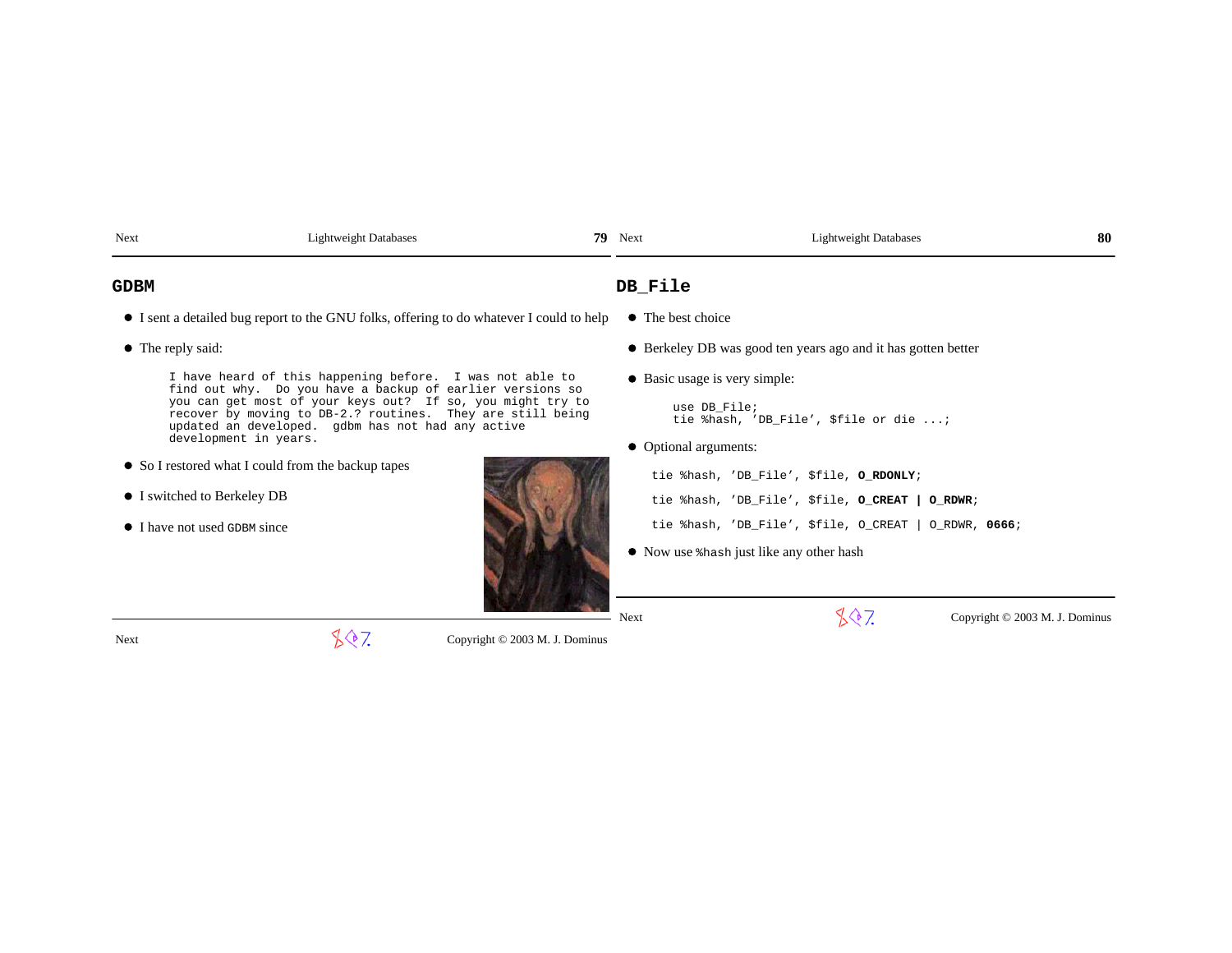## GDBM

- I sent a detailed bug report to the GNU folks, offering to do whatever I could to help
- The reply said:

```
I have heard of this happening before.  I was not able to
find out why.  Do you have a backup of earlier versions so
you can get most of your keys out?  If so, you might try to
recover by moving to DB-2.? routines.  They are still being
updated an developed.  gdbm has not had any active
development in years.
```

- So I restored what I could from the backup tapes
- I switched to Berkeley DB
- I have not used `GDBM` since

## DB_File

- The best choice
- Berkeley DB was good ten years ago and it has gotten better
- Basic usage is very simple:

```
use DB_File;
tie %hash, 'DB_File', $file or die ...;
```

- Optional arguments:

```
tie %hash, 'DB_File', $file, O_RDONLY;
```

```
tie %hash, 'DB_File', $file, O_CREAT | O_RDWR;
```

```
tie %hash, 'DB_File', $file, O_CREAT | O_RDWR, 0666;
```

- Now use `%hash` just like any other hash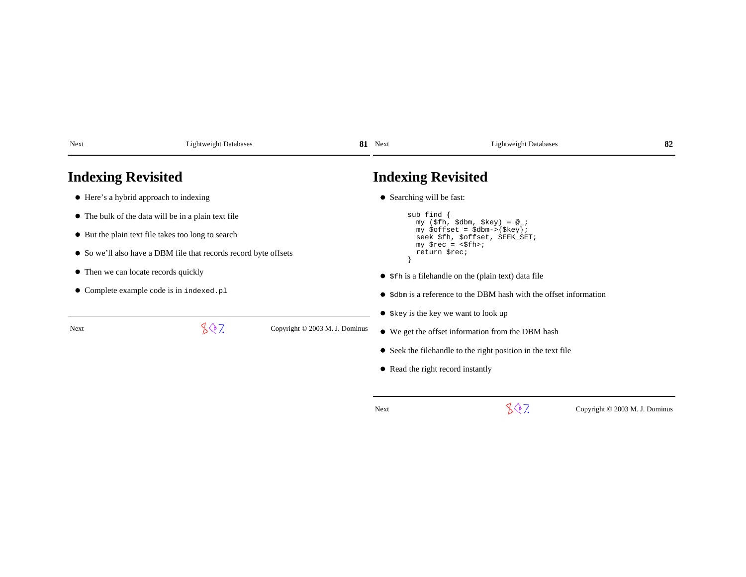# Indexing Revisited

- Here's a hybrid approach to indexing
- The bulk of the data will be in a plain text file
- But the plain text file takes too long to search
- So we'll also have a DBM file that records record byte offsets
- Then we can locate records quickly
- Complete example code is in `indexed.pl`

# Indexing Revisited

- Searching will be fast:

```
sub find {
  my ($fh, $dbm, $key) = @_;
  my $offset = $dbm->{$key};
  seek $fh, $offset, SEEK_SET;
  my $rec = <$fh>;
  return $rec;
}
```

- `$fh` is a filehandle on the (plain text) data file
- `$dbm` is a reference to the DBM hash with the offset information
- `$key` is the key we want to look up
- We get the offset information from the DBM hash
- Seek the filehandle to the right position in the text file
- Read the right record instantly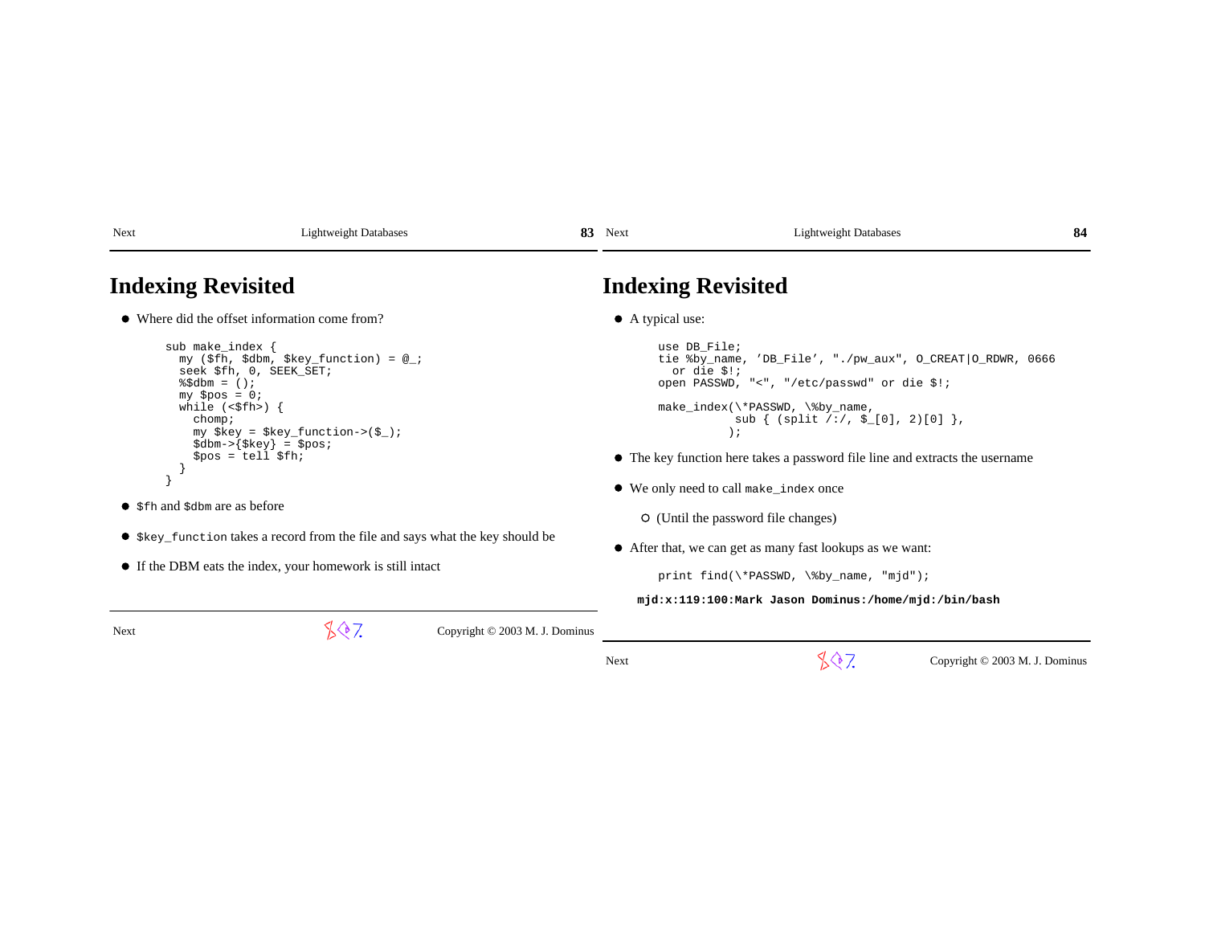# Indexing Revisited

- Where did the offset information come from?

```
sub make_index {
  my ($fh, $dbm, $key_function) = @_;
  seek $fh, 0, SEEK_SET;
  %$dbm = ();
  my $pos = 0;
  while (<$fh>) {
    chomp;
    my $key = $key_function->($_);
    $dbm->{$key} = $pos;
    $pos = tell $fh;
  }
}
```

- `$fh` and `$dbm` are as before
- `$key_function` takes a record from the file and says what the key should be
- If the DBM eats the index, your homework is still intact

# Indexing Revisited

- A typical use:

```
use DB_File;
tie %by_name, 'DB_File', "./pw_aux", O_CREAT|O_RDWR, 0666
  or die $!;
open PASSWD, "<", "/etc/passwd" or die $!;

make_index(\*PASSWD, \%by_name,
           sub { (split /:/, $_[0], 2)[0] },
          );
```

- The key function here takes a password file line and extracts the username
- We only need to call `make_index` once
  - (Until the password file changes)
- After that, we can get as many fast lookups as we want:

```
print find(\*PASSWD, \%by_name, "mjd");
```

```
mjd:x:119:100:Mark Jason Dominus:/home/mjd:/bin/bash
```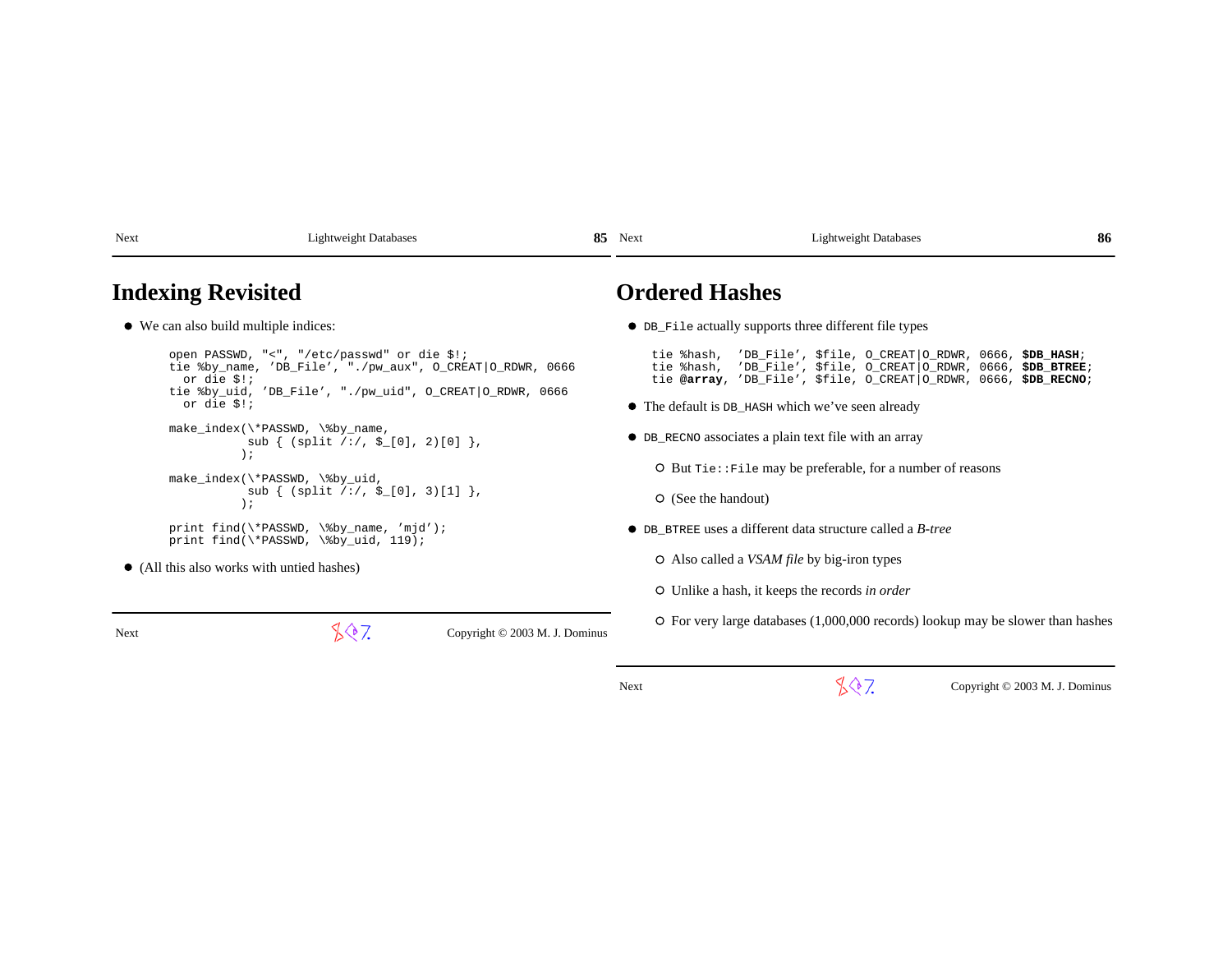# Indexing Revisited

- We can also build multiple indices:

```
open PASSWD, "<", "/etc/passwd" or die $!;
tie %by_name, 'DB_File', "./pw_aux", O_CREAT|O_RDWR, 0666
  or die $!;
tie %by_uid, 'DB_File', "./pw_uid", O_CREAT|O_RDWR, 0666
  or die $!;

make_index(\*PASSWD, \%by_name,
           sub { (split /:/, $_[0], 2)[0] },
          );

make_index(\*PASSWD, \%by_uid,
           sub { (split /:/, $_[0], 3)[1] },
          );

print find(\*PASSWD, \%by_name, 'mjd');
print find(\*PASSWD, \%by_uid, 119);
```

- (All this also works with untied hashes)

# Ordered Hashes

- `DB_File` actually supports three different file types

```
tie %hash,  'DB_File', $file, O_CREAT|O_RDWR, 0666, $DB_HASH;
tie %hash,  'DB_File', $file, O_CREAT|O_RDWR, 0666, $DB_BTREE;
tie @array, 'DB_File', $file, O_CREAT|O_RDWR, 0666, $DB_RECNO;
```

- The default is `DB_HASH` which we've seen already
- `DB_RECNO` associates a plain text file with an array
  - But `Tie::File` may be preferable, for a number of reasons
  - (See the handout)
- `DB_BTREE` uses a different data structure called a *B-tree*
  - Also called a *VSAM file* by big-iron types
  - Unlike a hash, it keeps the records *in order*
  - For very large databases (1,000,000 records) lookup may be slower than hashes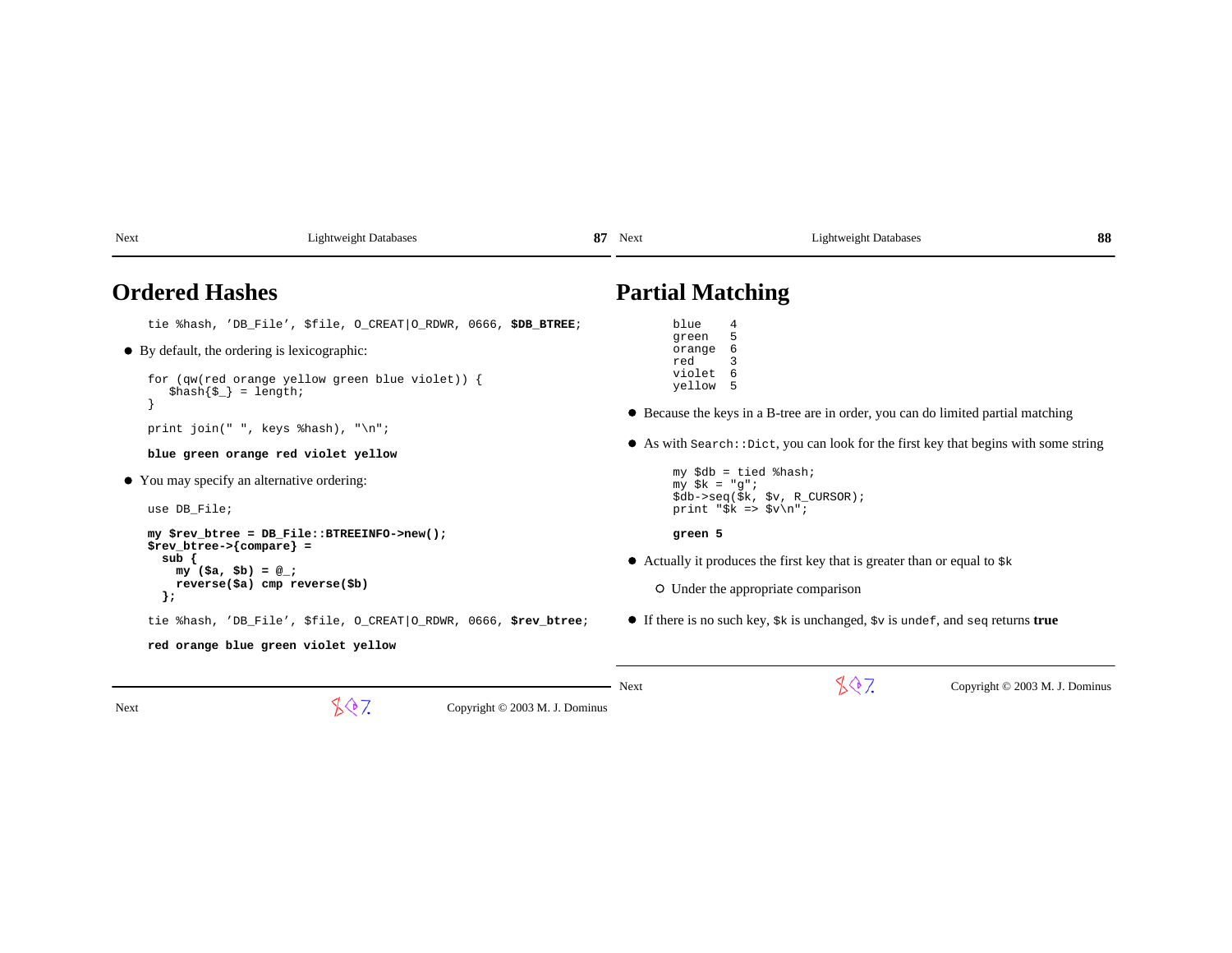# Ordered Hashes

```
tie %hash, 'DB_File', $file, O_CREAT|O_RDWR, 0666, $DB_BTREE;
```

- By default, the ordering is lexicographic:

```
for (qw(red orange yellow green blue violet)) {
   $hash{$_} = length;
}

print join(" ", keys %hash), "\n";
```

```
blue green orange red violet yellow
```

- You may specify an alternative ordering:

```
use DB_File;

my $rev_btree = DB_File::BTREEINFO->new();
$rev_btree->{compare} =
  sub {
    my ($a, $b) = @_;
    reverse($a) cmp reverse($b)
  };

tie %hash, 'DB_File', $file, O_CREAT|O_RDWR, 0666, $rev_btree;
```

```
red orange blue green violet yellow
```

# Partial Matching

```
blue    4
green   5
orange  6
red     3
violet  6
yellow  5
```

- Because the keys in a B-tree are in order, you can do limited partial matching
- As with `Search::Dict`, you can look for the first key that begins with some string

```
my $db = tied %hash;
my $k = "g";
$db->seq($k, $v, R_CURSOR);
print "$k => $v\n";
```

```
green 5
```

- Actually it produces the first key that is greater than or equal to `$k`
  - Under the appropriate comparison
- If there is no such key, `$k` is unchanged, `$v` is `undef`, and `seq` returns **true**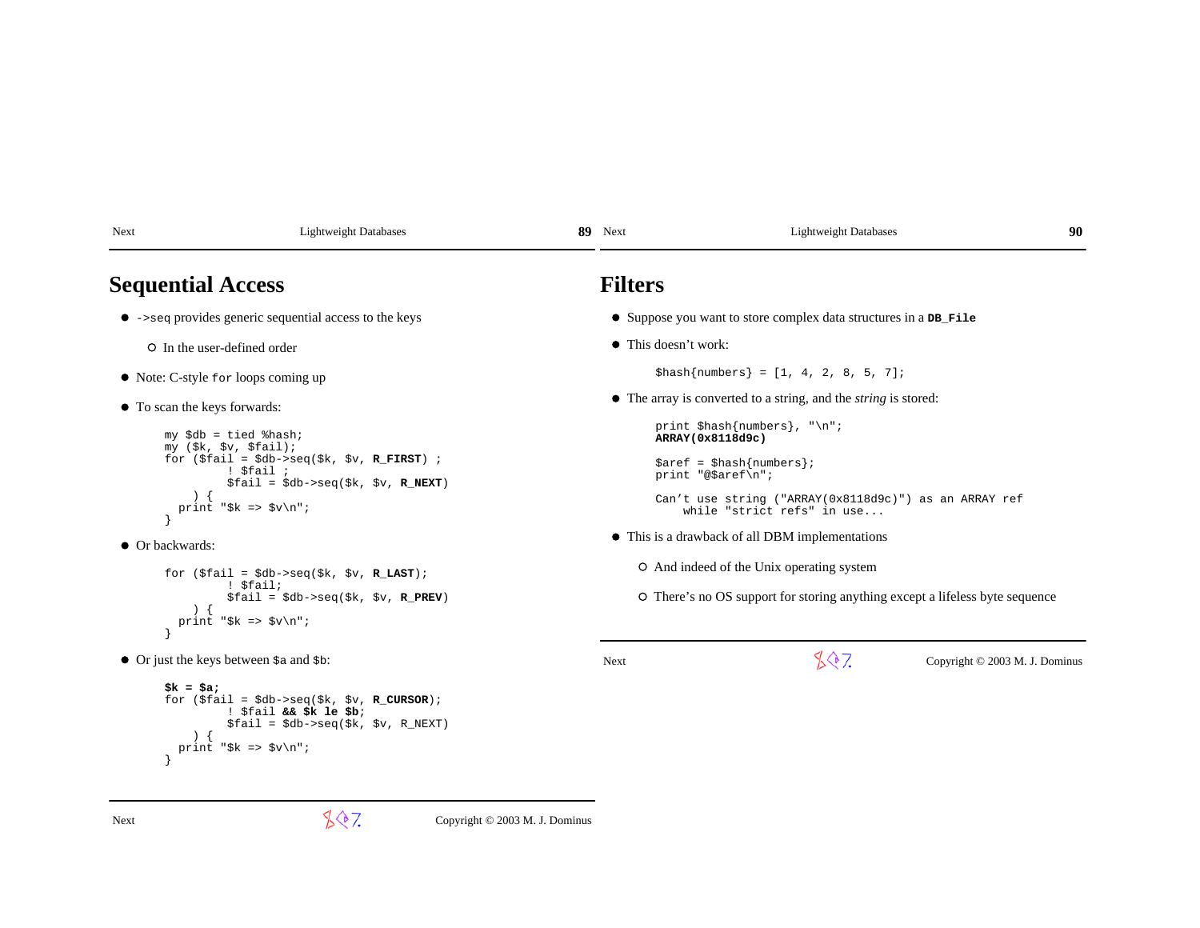## Sequential Access

- `->seq` provides generic sequential access to the keys
  - In the user-defined order
- Note: C-style `for` loops coming up
- To scan the keys forwards:

```
my $db = tied %hash;
my ($k, $v, $fail);
for ($fail = $db->seq($k, $v, R_FIRST) ;
         ! $fail ;
         $fail = $db->seq($k, $v, R_NEXT)
    ) {
  print "$k => $v\n";
}
```

- Or backwards:

```
for ($fail = $db->seq($k, $v, R_LAST);
         ! $fail;
         $fail = $db->seq($k, $v, R_PREV)
    ) {
  print "$k => $v\n";
}
```

- Or just the keys between `$a` and `$b`:

```
$k = $a;
for ($fail = $db->seq($k, $v, R_CURSOR);
         ! $fail && $k le $b;
         $fail = $db->seq($k, $v, R_NEXT)
    ) {
  print "$k => $v\n";
}
```

## Filters

- Suppose you want to store complex data structures in a **`DB_File`**
- This doesn't work:

```
$hash{numbers} = [1, 4, 2, 8, 5, 7];
```

- The array is converted to a string, and the *string* is stored:

```
print $hash{numbers}, "\n";
ARRAY(0x8118d9c)

$aref = $hash{numbers};
print "@$aref\n";

Can't use string ("ARRAY(0x8118d9c)") as an ARRAY ref
    while "strict refs" in use...
```

- This is a drawback of all DBM implementations
  - And indeed of the Unix operating system
  - There's no OS support for storing anything except a lifeless byte sequence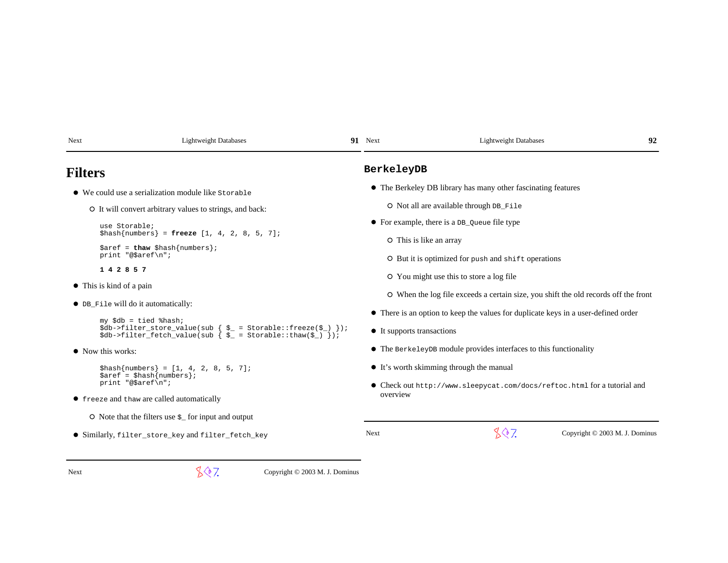# Filters

- We could use a serialization module like `Storable`
  - It will convert arbitrary values to strings, and back:

```
use Storable;
$hash{numbers} = freeze [1, 4, 2, 8, 5, 7];

$aref = thaw $hash{numbers};
print "@$aref\n";

1 4 2 8 5 7
```

- This is kind of a pain
- `DB_File` will do it automatically:

```
my $db = tied %hash;
$db->filter_store_value(sub { $_ = Storable::freeze($_) });
$db->filter_fetch_value(sub { $_ = Storable::thaw($_) });
```

- Now this works:

```
$hash{numbers} = [1, 4, 2, 8, 5, 7];
$aref = $hash{numbers};
print "@$aref\n";
```

- `freeze` and `thaw` are called automatically
  - Note that the filters use `$_` for input and output
- Similarly, `filter_store_key` and `filter_fetch_key`

# BerkeleyDB

- The Berkeley DB library has many other fascinating features
  - Not all are available through `DB_File`
- For example, there is a `DB_Queue` file type
  - This is like an array
  - But it is optimized for `push` and `shift` operations
  - You might use this to store a log file
  - When the log file exceeds a certain size, you shift the old records off the front
- There is an option to keep the values for duplicate keys in a user-defined order
- It supports transactions
- The `BerkeleyDB` module provides interfaces to this functionality
- It's worth skimming through the manual
- Check out `http://www.sleepycat.com/docs/reftoc.html` for a tutorial and overview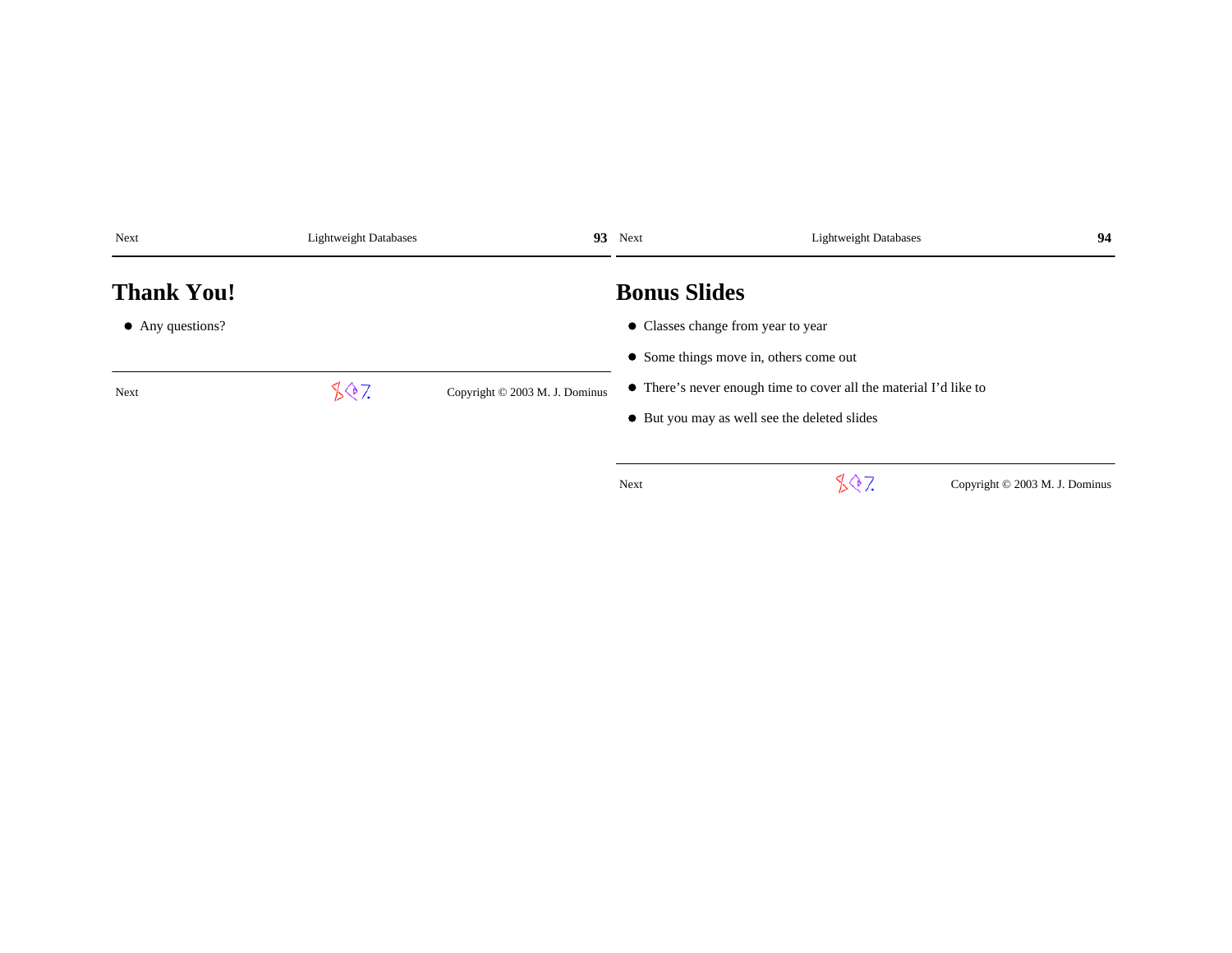## Thank You!

- Any questions?

## Bonus Slides

- Classes change from year to year
- Some things move in, others come out
- There’s never enough time to cover all the material I’d like to
- But you may as well see the deleted slides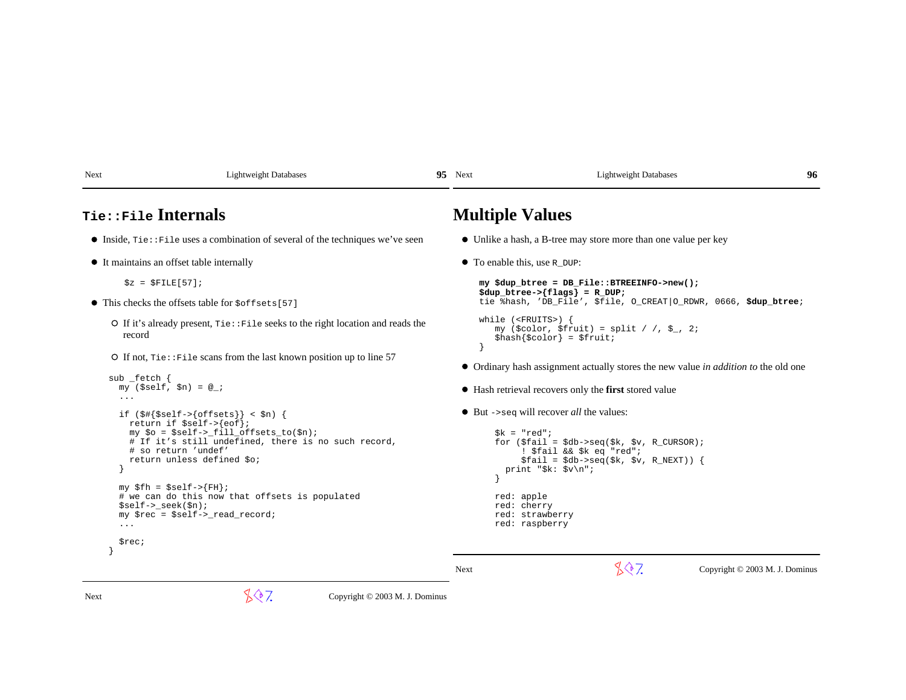## `Tie::File` Internals

- Inside, `Tie::File` uses a combination of several of the techniques we've seen
- It maintains an offset table internally

```
$z = $FILE[57];
```

- This checks the offsets table for `$offsets[57]`
  - If it's already present, `Tie::File` seeks to the right location and reads the record
  - If not, `Tie::File` scans from the last known position up to line 57

```
sub _fetch {
  my ($self, $n) = @_;
  ...

  if ($#{$self->{offsets}} < $n) {
    return if $self->{eof};
    my $o = $self->_fill_offsets_to($n);
    # If it's still undefined, there is no such record,
    # so return 'undef'
    return unless defined $o;
  }

  my $fh = $self->{FH};
  # we can do this now that offsets is populated
  $self->_seek($n);
  my $rec = $self->_read_record;
  ...

  $rec;
}
```

## Multiple Values

- Unlike a hash, a B-tree may store more than one value per key
- To enable this, use `R_DUP`:

```
my $dup_btree = DB_File::BTREEINFO->new();
$dup_btree->{flags} = R_DUP;
tie %hash, 'DB_File', $file, O_CREAT|O_RDWR, 0666, $dup_btree;

while (<FRUITS>) {
   my ($color, $fruit) = split / /, $_, 2;
   $hash{$color} = $fruit;
}
```

- Ordinary hash assignment actually stores the new value *in addition to* the old one
- Hash retrieval recovers only the **first** stored value
- But `->seq` will recover *all* the values:

```
$k = "red";
for ($fail = $db->seq($k, $v, R_CURSOR);
     ! $fail && $k eq "red";
     $fail = $db->seq($k, $v, R_NEXT)) {
  print "$k: $v\n";
}

red: apple
red: cherry
red: strawberry
red: raspberry
```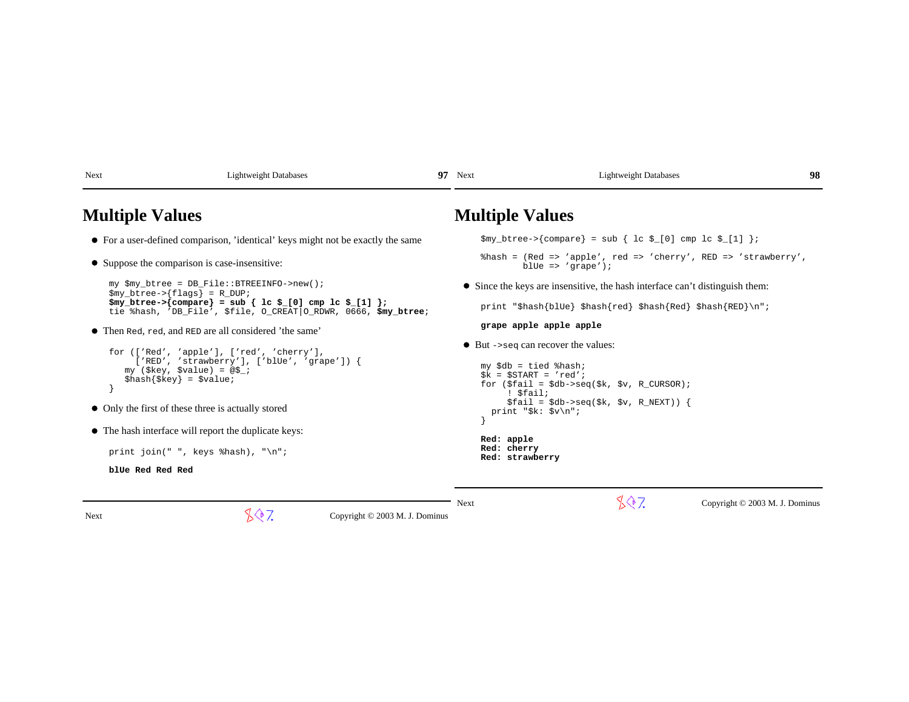# Multiple Values

- For a user-defined comparison, 'identical' keys might not be exactly the same
- Suppose the comparison is case-insensitive:

```
my $my_btree = DB_File::BTREEINFO->new();
$my_btree->{flags} = R_DUP;
$my_btree->{compare} = sub { lc $_[0] cmp lc $_[1] };
tie %hash, 'DB_File', $file, O_CREAT|O_RDWR, 0666, $my_btree;
```

- Then `Red`, `red`, and `RED` are all considered 'the same'

```
for (['Red', 'apple'], ['red', 'cherry'],
     ['RED', 'strawberry'], ['blUe', 'grape']) {
   my ($key, $value) = @$_;
   $hash{$key} = $value;
}
```

- Only the first of these three is actually stored
- The hash interface will report the duplicate keys:

```
print join(" ", keys %hash), "\n";
```

**blUe Red Red Red**

# Multiple Values

```
$my_btree->{compare} = sub { lc $_[0] cmp lc $_[1] };

%hash = (Red => 'apple', red => 'cherry', RED => 'strawberry',
         blUe => 'grape');
```

- Since the keys are insensitive, the hash interface can't distinguish them:

```
print "$hash{blUe} $hash{red} $hash{Red} $hash{RED}\n";
```

**grape apple apple apple**

- But `->seq` can recover the values:

```
my $db = tied %hash;
$k = $START = 'red';
for ($fail = $db->seq($k, $v, R_CURSOR);
     ! $fail;
     $fail = $db->seq($k, $v, R_NEXT)) {
  print "$k: $v\n";
}
```

**Red: apple**
**Red: cherry**
**Red: strawberry**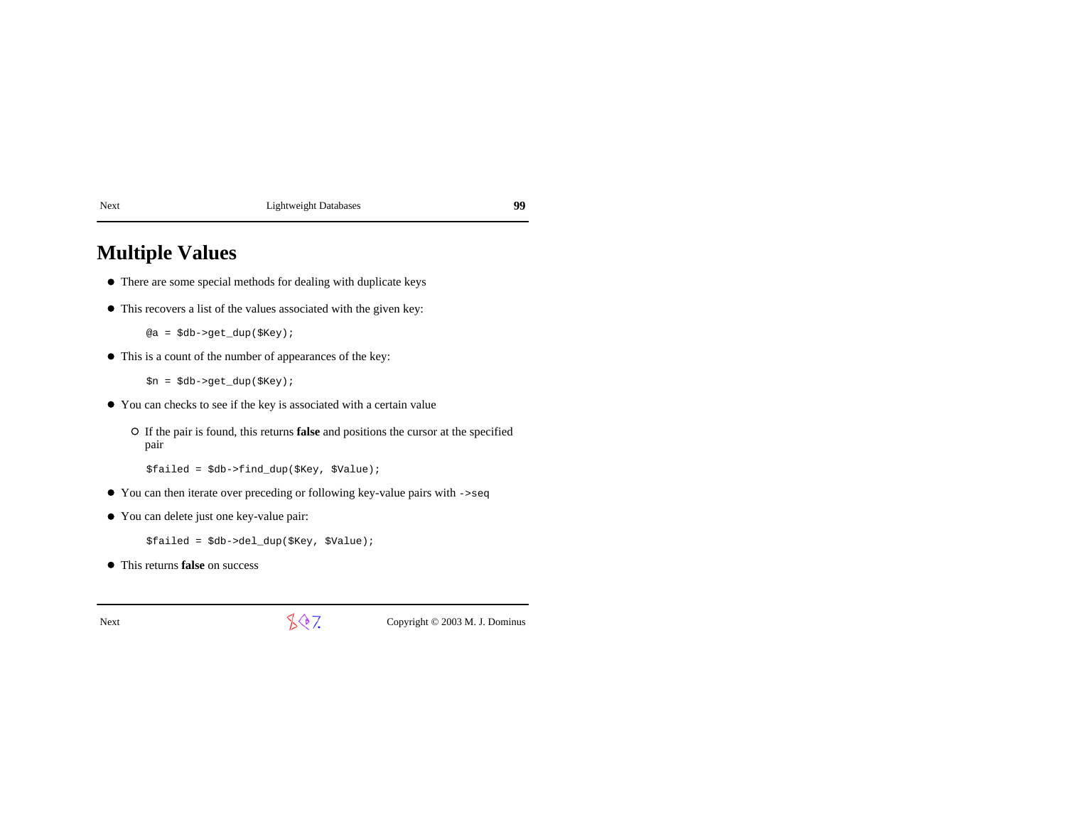# Multiple Values

- There are some special methods for dealing with duplicate keys
- This recovers a list of the values associated with the given key:

```
@a = $db->get_dup($Key);
```

- This is a count of the number of appearances of the key:

```
$n = $db->get_dup($Key);
```

- You can checks to see if the key is associated with a certain value
  - If the pair is found, this returns **false** and positions the cursor at the specified pair

```
$failed = $db->find_dup($Key, $Value);
```

- You can then iterate over preceding or following key-value pairs with `->seq`
- You can delete just one key-value pair:

```
$failed = $db->del_dup($Key, $Value);
```

- This returns **false** on success